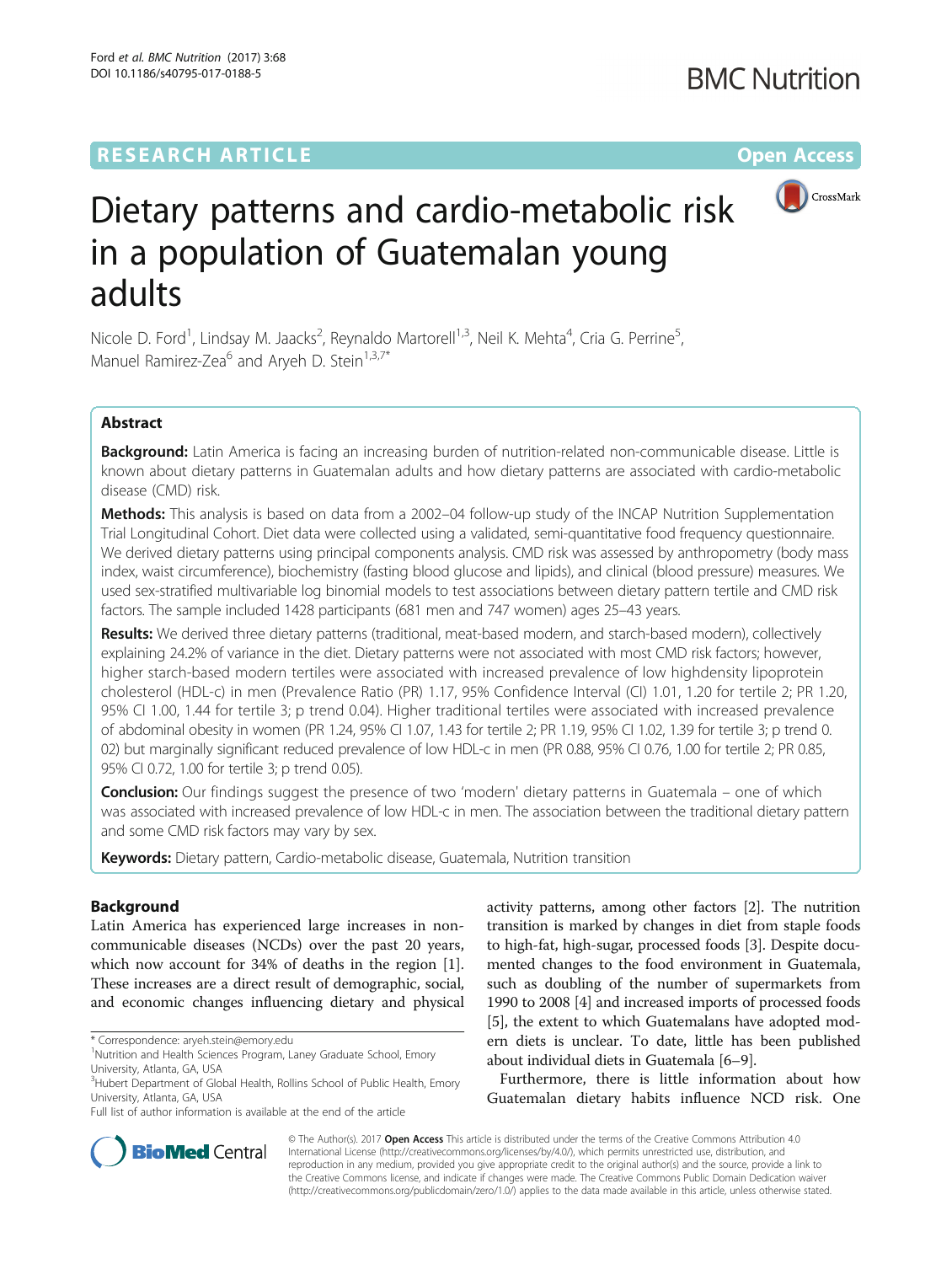RESEARCH ARTICLE Open Access

# Dietary patterns and cardio-metabolic risk in a population of Guatemalan young adults

Nicole D. Ford[1], Lindsay M. Jaacks[2], Reynaldo Martorell[1,3], Neil K. Mehta[4], Cria G. Perrine[5], Manuel Ramirez-Zea[6] and Aryeh D. Stein[1,3,7*]

## Abstract

**Background:** Latin America is facing an increasing burden of nutrition-related non-communicable disease. Little is known about dietary patterns in Guatemalan adults and how dietary patterns are associated with cardio-metabolic disease (CMD) risk.

**Methods:** This analysis is based on data from a 2002–04 follow-up study of the INCAP Nutrition Supplementation Trial Longitudinal Cohort. Diet data were collected using a validated, semi-quantitative food frequency questionnaire. We derived dietary patterns using principal components analysis. CMD risk was assessed by anthropometry (body mass index, waist circumference), biochemistry (fasting blood glucose and lipids), and clinical (blood pressure) measures. We used sex-stratified multivariable log binomial models to test associations between dietary pattern tertile and CMD risk factors. The sample included 1428 participants (681 men and 747 women) ages 25–43 years.

**Results:** We derived three dietary patterns (traditional, meat-based modern, and starch-based modern), collectively explaining 24.2% of variance in the diet. Dietary patterns were not associated with most CMD risk factors; however, higher starch-based modern tertiles were associated with increased prevalence of low highdensity lipoprotein cholesterol (HDL-c) in men (Prevalence Ratio (PR) 1.17, 95% Confidence Interval (CI) 1.01, 1.20 for tertile 2; PR 1.20, 95% CI 1.00, 1.44 for tertile 3; p trend 0.04). Higher traditional tertiles were associated with increased prevalence of abdominal obesity in women (PR 1.24, 95% CI 1.07, 1.43 for tertile 2; PR 1.19, 95% CI 1.02, 1.39 for tertile 3; p trend 0. 02) but marginally significant reduced prevalence of low HDL-c in men (PR 0.88, 95% CI 0.76, 1.00 for tertile 2; PR 0.85, 95% CI 0.72, 1.00 for tertile 3; p trend 0.05).

**Conclusion:** Our findings suggest the presence of two 'modern' dietary patterns in Guatemala – one of which was associated with increased prevalence of low HDL-c in men. The association between the traditional dietary pattern and some CMD risk factors may vary by sex.

**Keywords:** Dietary pattern, Cardio-metabolic disease, Guatemala, Nutrition transition

## Background

Latin America has experienced large increases in non-communicable diseases (NCDs) over the past 20 years, which now account for 34% of deaths in the region [1]. These increases are a direct result of demographic, social, and economic changes influencing dietary and physical activity patterns, among other factors [2]. The nutrition transition is marked by changes in diet from staple foods to high-fat, high-sugar, processed foods [3]. Despite documented changes to the food environment in Guatemala, such as doubling of the number of supermarkets from 1990 to 2008 [4] and increased imports of processed foods [5], the extent to which Guatemalans have adopted modern diets is unclear. To date, little has been published about individual diets in Guatemala [6–9].

Furthermore, there is little information about how Guatemalan dietary habits influence NCD risk. One

\* Correspondence: aryeh.stein@emory.edu
[1]Nutrition and Health Sciences Program, Laney Graduate School, Emory University, Atlanta, GA, USA
[3]Hubert Department of Global Health, Rollins School of Public Health, Emory University, Atlanta, GA, USA
Full list of author information is available at the end of the article

© The Author(s). 2017 **Open Access** This article is distributed under the terms of the Creative Commons Attribution 4.0 International License (http://creativecommons.org/licenses/by/4.0/), which permits unrestricted use, distribution, and reproduction in any medium, provided you give appropriate credit to the original author(s) and the source, provide a link to the Creative Commons license, and indicate if changes were made. The Creative Commons Public Domain Dedication waiver (http://creativecommons.org/publicdomain/zero/1.0/) applies to the data made available in this article, unless otherwise stated.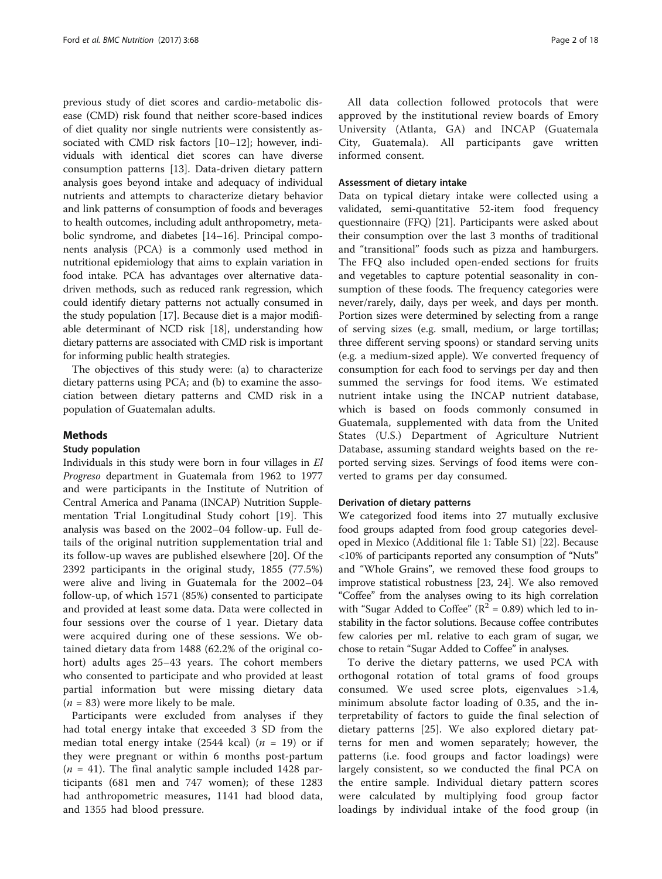previous study of diet scores and cardio-metabolic disease (CMD) risk found that neither score-based indices of diet quality nor single nutrients were consistently associated with CMD risk factors [10–12]; however, individuals with identical diet scores can have diverse consumption patterns [13]. Data-driven dietary pattern analysis goes beyond intake and adequacy of individual nutrients and attempts to characterize dietary behavior and link patterns of consumption of foods and beverages to health outcomes, including adult anthropometry, metabolic syndrome, and diabetes [14–16]. Principal components analysis (PCA) is a commonly used method in nutritional epidemiology that aims to explain variation in food intake. PCA has advantages over alternative data-driven methods, such as reduced rank regression, which could identify dietary patterns not actually consumed in the study population [17]. Because diet is a major modifiable determinant of NCD risk [18], understanding how dietary patterns are associated with CMD risk is important for informing public health strategies.

The objectives of this study were: (a) to characterize dietary patterns using PCA; and (b) to examine the association between dietary patterns and CMD risk in a population of Guatemalan adults.

## Methods

### Study population

Individuals in this study were born in four villages in *El Progreso* department in Guatemala from 1962 to 1977 and were participants in the Institute of Nutrition of Central America and Panama (INCAP) Nutrition Supplementation Trial Longitudinal Study cohort [19]. This analysis was based on the 2002–04 follow-up. Full details of the original nutrition supplementation trial and its follow-up waves are published elsewhere [20]. Of the 2392 participants in the original study, 1855 (77.5%) were alive and living in Guatemala for the 2002–04 follow-up, of which 1571 (85%) consented to participate and provided at least some data. Data were collected in four sessions over the course of 1 year. Dietary data were acquired during one of these sessions. We obtained dietary data from 1488 (62.2% of the original cohort) adults ages 25–43 years. The cohort members who consented to participate and who provided at least partial information but were missing dietary data ($n$ = 83) were more likely to be male.

Participants were excluded from analyses if they had total energy intake that exceeded 3 SD from the median total energy intake (2544 kcal) ($n$ = 19) or if they were pregnant or within 6 months post-partum ($n$ = 41). The final analytic sample included 1428 participants (681 men and 747 women); of these 1283 had anthropometric measures, 1141 had blood data, and 1355 had blood pressure.

All data collection followed protocols that were approved by the institutional review boards of Emory University (Atlanta, GA) and INCAP (Guatemala City, Guatemala). All participants gave written informed consent.

### Assessment of dietary intake

Data on typical dietary intake were collected using a validated, semi-quantitative 52-item food frequency questionnaire (FFQ) [21]. Participants were asked about their consumption over the last 3 months of traditional and "transitional" foods such as pizza and hamburgers. The FFQ also included open-ended sections for fruits and vegetables to capture potential seasonality in consumption of these foods. The frequency categories were never/rarely, daily, days per week, and days per month. Portion sizes were determined by selecting from a range of serving sizes (e.g. small, medium, or large tortillas; three different serving spoons) or standard serving units (e.g. a medium-sized apple). We converted frequency of consumption for each food to servings per day and then summed the servings for food items. We estimated nutrient intake using the INCAP nutrient database, which is based on foods commonly consumed in Guatemala, supplemented with data from the United States (U.S.) Department of Agriculture Nutrient Database, assuming standard weights based on the reported serving sizes. Servings of food items were converted to grams per day consumed.

### Derivation of dietary patterns

We categorized food items into 27 mutually exclusive food groups adapted from food group categories developed in Mexico (Additional file 1: Table S1) [22]. Because <10% of participants reported any consumption of "Nuts" and "Whole Grains", we removed these food groups to improve statistical robustness [23, 24]. We also removed "Coffee" from the analyses owing to its high correlation with "Sugar Added to Coffee" ($R^2$ = 0.89) which led to instability in the factor solutions. Because coffee contributes few calories per mL relative to each gram of sugar, we chose to retain "Sugar Added to Coffee" in analyses.

To derive the dietary patterns, we used PCA with orthogonal rotation of total grams of food groups consumed. We used scree plots, eigenvalues >1.4, minimum absolute factor loading of 0.35, and the interpretability of factors to guide the final selection of dietary patterns [25]. We also explored dietary patterns for men and women separately; however, the patterns (i.e. food groups and factor loadings) were largely consistent, so we conducted the final PCA on the entire sample. Individual dietary pattern scores were calculated by multiplying food group factor loadings by individual intake of the food group (in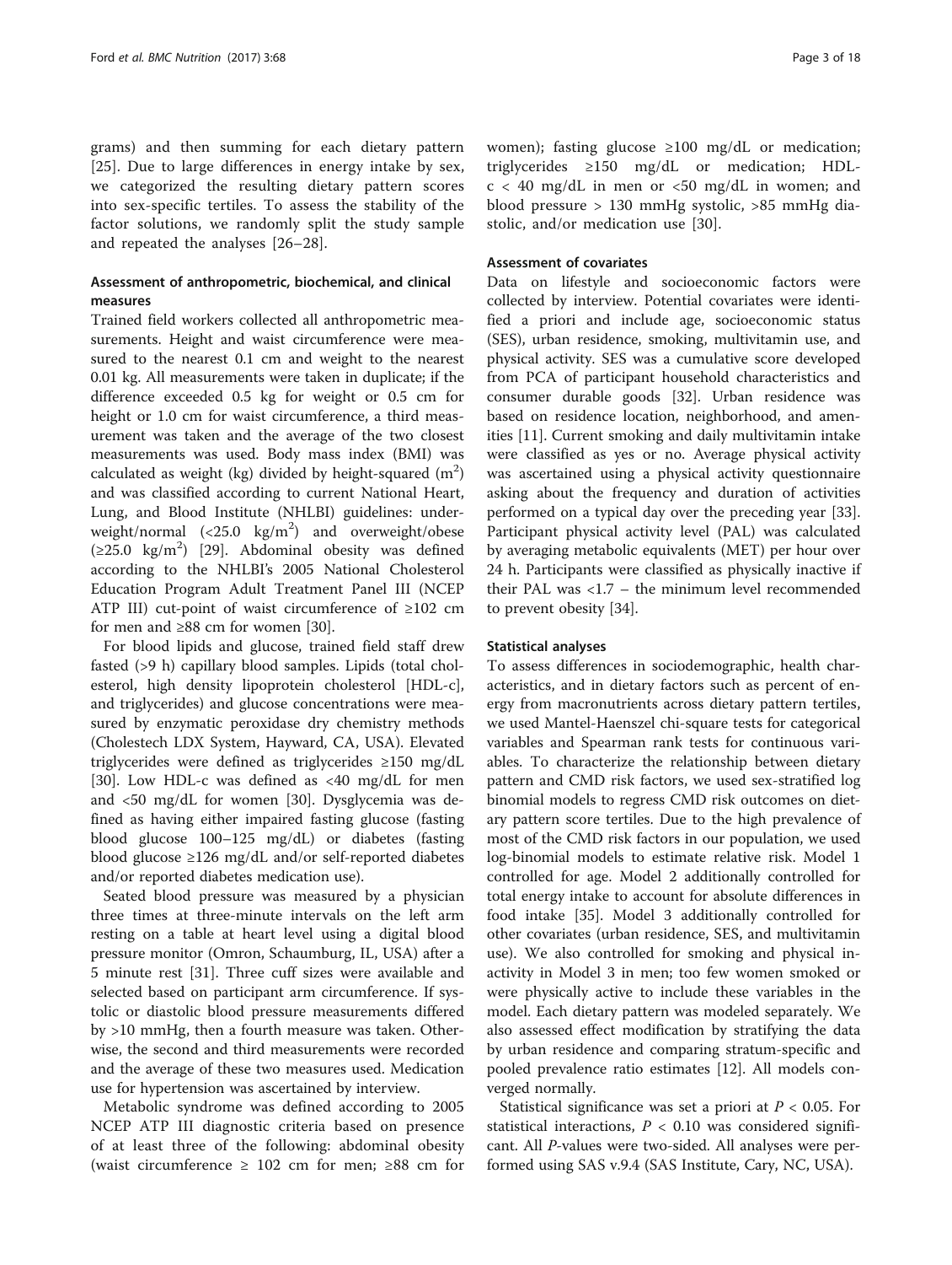grams) and then summing for each dietary pattern [25]. Due to large differences in energy intake by sex, we categorized the resulting dietary pattern scores into sex-specific tertiles. To assess the stability of the factor solutions, we randomly split the study sample and repeated the analyses [26–28].

### Assessment of anthropometric, biochemical, and clinical measures

Trained field workers collected all anthropometric measurements. Height and waist circumference were measured to the nearest 0.1 cm and weight to the nearest 0.01 kg. All measurements were taken in duplicate; if the difference exceeded 0.5 kg for weight or 0.5 cm for height or 1.0 cm for waist circumference, a third measurement was taken and the average of the two closest measurements was used. Body mass index (BMI) was calculated as weight (kg) divided by height-squared ($m^2$) and was classified according to current National Heart, Lung, and Blood Institute (NHLBI) guidelines: underweight/normal (<25.0 $kg/m^2$) and overweight/obese (≥25.0 $kg/m^2$) [29]. Abdominal obesity was defined according to the NHLBI's 2005 National Cholesterol Education Program Adult Treatment Panel III (NCEP ATP III) cut-point of waist circumference of ≥102 cm for men and ≥88 cm for women [30].

For blood lipids and glucose, trained field staff drew fasted (>9 h) capillary blood samples. Lipids (total cholesterol, high density lipoprotein cholesterol [HDL-c], and triglycerides) and glucose concentrations were measured by enzymatic peroxidase dry chemistry methods (Cholestech LDX System, Hayward, CA, USA). Elevated triglycerides were defined as triglycerides ≥150 mg/dL [30]. Low HDL-c was defined as <40 mg/dL for men and <50 mg/dL for women [30]. Dysglycemia was defined as having either impaired fasting glucose (fasting blood glucose 100–125 mg/dL) or diabetes (fasting blood glucose ≥126 mg/dL and/or self-reported diabetes and/or reported diabetes medication use).

Seated blood pressure was measured by a physician three times at three-minute intervals on the left arm resting on a table at heart level using a digital blood pressure monitor (Omron, Schaumburg, IL, USA) after a 5 minute rest [31]. Three cuff sizes were available and selected based on participant arm circumference. If systolic or diastolic blood pressure measurements differed by >10 mmHg, then a fourth measure was taken. Otherwise, the second and third measurements were recorded and the average of these two measures used. Medication use for hypertension was ascertained by interview.

Metabolic syndrome was defined according to 2005 NCEP ATP III diagnostic criteria based on presence of at least three of the following: abdominal obesity (waist circumference ≥ 102 cm for men; ≥88 cm for women); fasting glucose ≥100 mg/dL or medication; triglycerides ≥150 mg/dL or medication; HDL-c < 40 mg/dL in men or <50 mg/dL in women; and blood pressure > 130 mmHg systolic, >85 mmHg diastolic, and/or medication use [30].

### Assessment of covariates

Data on lifestyle and socioeconomic factors were collected by interview. Potential covariates were identified a priori and include age, socioeconomic status (SES), urban residence, smoking, multivitamin use, and physical activity. SES was a cumulative score developed from PCA of participant household characteristics and consumer durable goods [32]. Urban residence was based on residence location, neighborhood, and amenities [11]. Current smoking and daily multivitamin intake were classified as yes or no. Average physical activity was ascertained using a physical activity questionnaire asking about the frequency and duration of activities performed on a typical day over the preceding year [33]. Participant physical activity level (PAL) was calculated by averaging metabolic equivalents (MET) per hour over 24 h. Participants were classified as physically inactive if their PAL was <1.7 – the minimum level recommended to prevent obesity [34].

### Statistical analyses

To assess differences in sociodemographic, health characteristics, and in dietary factors such as percent of energy from macronutrients across dietary pattern tertiles, we used Mantel-Haenszel chi-square tests for categorical variables and Spearman rank tests for continuous variables. To characterize the relationship between dietary pattern and CMD risk factors, we used sex-stratified log binomial models to regress CMD risk outcomes on dietary pattern score tertiles. Due to the high prevalence of most of the CMD risk factors in our population, we used log-binomial models to estimate relative risk. Model 1 controlled for age. Model 2 additionally controlled for total energy intake to account for absolute differences in food intake [35]. Model 3 additionally controlled for other covariates (urban residence, SES, and multivitamin use). We also controlled for smoking and physical inactivity in Model 3 in men; too few women smoked or were physically active to include these variables in the model. Each dietary pattern was modeled separately. We also assessed effect modification by stratifying the data by urban residence and comparing stratum-specific and pooled prevalence ratio estimates [12]. All models converged normally.

Statistical significance was set a priori at $P < 0.05$. For statistical interactions, $P < 0.10$ was considered significant. All *P*-values were two-sided. All analyses were performed using SAS v.9.4 (SAS Institute, Cary, NC, USA).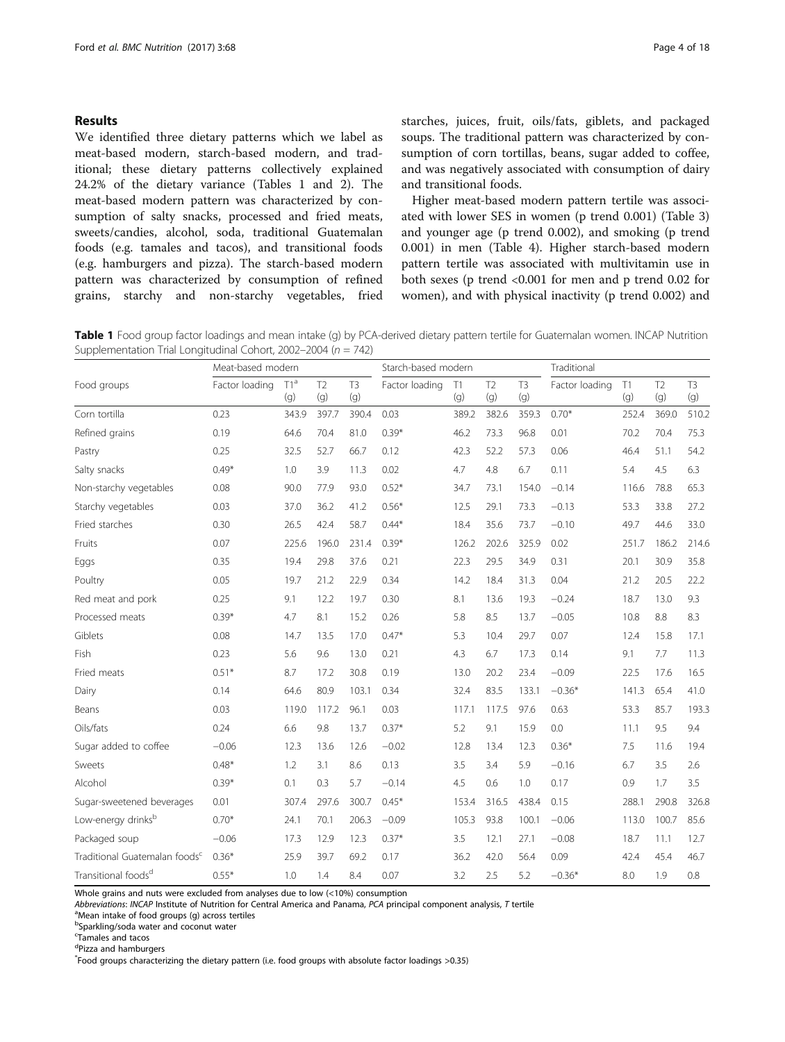## Results

We identified three dietary patterns which we label as meat-based modern, starch-based modern, and traditional; these dietary patterns collectively explained 24.2% of the dietary variance (Tables 1 and 2). The meat-based modern pattern was characterized by consumption of salty snacks, processed and fried meats, sweets/candies, alcohol, soda, traditional Guatemalan foods (e.g. tamales and tacos), and transitional foods (e.g. hamburgers and pizza). The starch-based modern pattern was characterized by consumption of refined grains, starchy and non-starchy vegetables, fried starches, juices, fruit, oils/fats, giblets, and packaged soups. The traditional pattern was characterized by consumption of corn tortillas, beans, sugar added to coffee, and was negatively associated with consumption of dairy and transitional foods.

Higher meat-based modern pattern tertile was associated with lower SES in women (p trend 0.001) (Table 3) and younger age (p trend 0.002), and smoking (p trend 0.001) in men (Table 4). Higher starch-based modern pattern tertile was associated with multivitamin use in both sexes (p trend <0.001 for men and p trend 0.02 for women), and with physical inactivity (p trend 0.002) and

**Table 1** Food group factor loadings and mean intake (g) by PCA-derived dietary pattern tertile for Guatemalan women. INCAP Nutrition Supplementation Trial Longitudinal Cohort, 2002–2004 (n = 742)

| | Meat-based modern | | | | Starch-based modern | | | | Traditional | | | |
|---|---|---|---|---|---|---|---|---|---|---|---|---|
| Food groups | Factor loading | T1[a] (g) | T2 (g) | T3 (g) | Factor loading | T1 (g) | T2 (g) | T3 (g) | Factor loading | T1 (g) | T2 (g) | T3 (g) |
| Corn tortilla | 0.23 | 343.9 | 397.7 | 390.4 | 0.03 | 389.2 | 382.6 | 359.3 | 0.70* | 252.4 | 369.0 | 510.2 |
| Refined grains | 0.19 | 64.6 | 70.4 | 81.0 | 0.39* | 46.2 | 73.3 | 96.8 | 0.01 | 70.2 | 70.4 | 75.3 |
| Pastry | 0.25 | 32.5 | 52.7 | 66.7 | 0.12 | 42.3 | 52.2 | 57.3 | 0.06 | 46.4 | 51.1 | 54.2 |
| Salty snacks | 0.49* | 1.0 | 3.9 | 11.3 | 0.02 | 4.7 | 4.8 | 6.7 | 0.11 | 5.4 | 4.5 | 6.3 |
| Non-starchy vegetables | 0.08 | 90.0 | 77.9 | 93.0 | 0.52* | 34.7 | 73.1 | 154.0 | −0.14 | 116.6 | 78.8 | 65.3 |
| Starchy vegetables | 0.03 | 37.0 | 36.2 | 41.2 | 0.56* | 12.5 | 29.1 | 73.3 | −0.13 | 53.3 | 33.8 | 27.2 |
| Fried starches | 0.30 | 26.5 | 42.4 | 58.7 | 0.44* | 18.4 | 35.6 | 73.7 | −0.10 | 49.7 | 44.6 | 33.0 |
| Fruits | 0.07 | 225.6 | 196.0 | 231.4 | 0.39* | 126.2 | 202.6 | 325.9 | 0.02 | 251.7 | 186.2 | 214.6 |
| Eggs | 0.35 | 19.4 | 29.8 | 37.6 | 0.21 | 22.3 | 29.5 | 34.9 | 0.31 | 20.1 | 30.9 | 35.8 |
| Poultry | 0.05 | 19.7 | 21.2 | 22.9 | 0.34 | 14.2 | 18.4 | 31.3 | 0.04 | 21.2 | 20.5 | 22.2 |
| Red meat and pork | 0.25 | 9.1 | 12.2 | 19.7 | 0.30 | 8.1 | 13.6 | 19.3 | −0.24 | 18.7 | 13.0 | 9.3 |
| Processed meats | 0.39* | 4.7 | 8.1 | 15.2 | 0.26 | 5.8 | 8.5 | 13.7 | −0.05 | 10.8 | 8.8 | 8.3 |
| Giblets | 0.08 | 14.7 | 13.5 | 17.0 | 0.47* | 5.3 | 10.4 | 29.7 | 0.07 | 12.4 | 15.8 | 17.1 |
| Fish | 0.23 | 5.6 | 9.6 | 13.0 | 0.21 | 4.3 | 6.7 | 17.3 | 0.14 | 9.1 | 7.7 | 11.3 |
| Fried meats | 0.51* | 8.7 | 17.2 | 30.8 | 0.19 | 13.0 | 20.2 | 23.4 | −0.09 | 22.5 | 17.6 | 16.5 |
| Dairy | 0.14 | 64.6 | 80.9 | 103.1 | 0.34 | 32.4 | 83.5 | 133.1 | −0.36* | 141.3 | 65.4 | 41.0 |
| Beans | 0.03 | 119.0 | 117.2 | 96.1 | 0.03 | 117.1 | 117.5 | 97.6 | 0.63 | 53.3 | 85.7 | 193.3 |
| Oils/fats | 0.24 | 6.6 | 9.8 | 13.7 | 0.37* | 5.2 | 9.1 | 15.9 | 0.0 | 11.1 | 9.5 | 9.4 |
| Sugar added to coffee | −0.06 | 12.3 | 13.6 | 12.6 | −0.02 | 12.8 | 13.4 | 12.3 | 0.36* | 7.5 | 11.6 | 19.4 |
| Sweets | 0.48* | 1.2 | 3.1 | 8.6 | 0.13 | 3.5 | 3.4 | 5.9 | −0.16 | 6.7 | 3.5 | 2.6 |
| Alcohol | 0.39* | 0.1 | 0.3 | 5.7 | −0.14 | 4.5 | 0.6 | 1.0 | 0.17 | 0.9 | 1.7 | 3.5 |
| Sugar-sweetened beverages | 0.01 | 307.4 | 297.6 | 300.7 | 0.45* | 153.4 | 316.5 | 438.4 | 0.15 | 288.1 | 290.8 | 326.8 |
| Low-energy drinks[b] | 0.70* | 24.1 | 70.1 | 206.3 | −0.09 | 105.3 | 93.8 | 100.1 | −0.06 | 113.0 | 100.7 | 85.6 |
| Packaged soup | −0.06 | 17.3 | 12.9 | 12.3 | 0.37* | 3.5 | 12.1 | 27.1 | −0.08 | 18.7 | 11.1 | 12.7 |
| Traditional Guatemalan foods[c] | 0.36* | 25.9 | 39.7 | 69.2 | 0.17 | 36.2 | 42.0 | 56.4 | 0.09 | 42.4 | 45.4 | 46.7 |
| Transitional foods[d] | 0.55* | 1.0 | 1.4 | 8.4 | 0.07 | 3.2 | 2.5 | 5.2 | −0.36* | 8.0 | 1.9 | 0.8 |

Whole grains and nuts were excluded from analyses due to low (<10%) consumption

*Abbreviations*: *INCAP* Institute of Nutrition for Central America and Panama, *PCA* principal component analysis, *T* tertile

[a]Mean intake of food groups (g) across tertiles

[b]Sparkling/soda water and coconut water

[c]Tamales and tacos

[d]Pizza and hamburgers

*Food groups characterizing the dietary pattern (i.e. food groups with absolute factor loadings >0.35)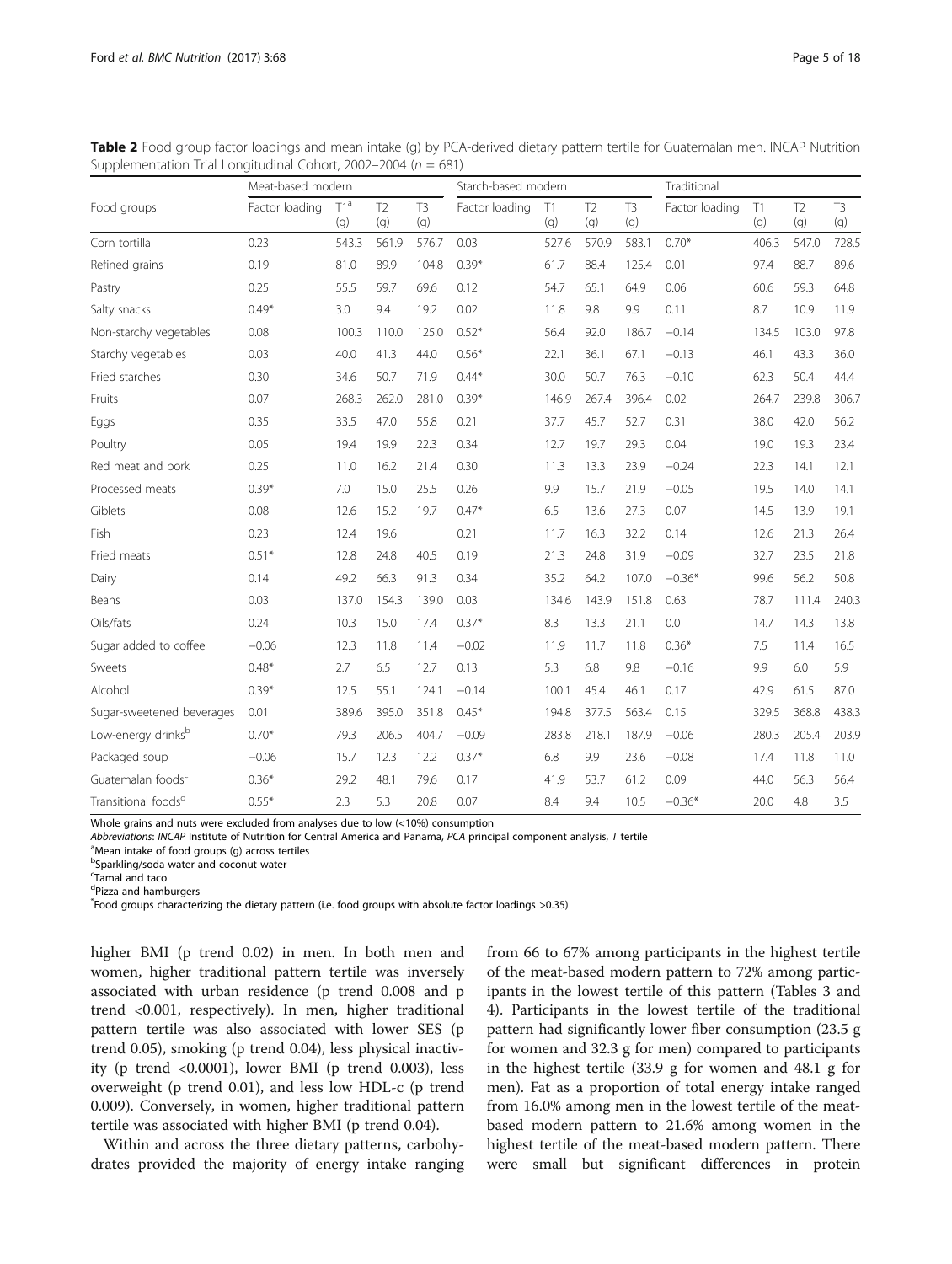**Table 2** Food group factor loadings and mean intake (g) by PCA-derived dietary pattern tertile for Guatemalan men. INCAP Nutrition Supplementation Trial Longitudinal Cohort, 2002–2004 ($n$ = 681)

| | Meat-based modern | | | | Starch-based modern | | | | Traditional | | | |
|---|---|---|---|---|---|---|---|---|---|---|---|---|
| Food groups | Factor loading | T1[a] (g) | T2 (g) | T3 (g) | Factor loading | T1 (g) | T2 (g) | T3 (g) | Factor loading | T1 (g) | T2 (g) | T3 (g) |
| Corn tortilla | 0.23 | 543.3 | 561.9 | 576.7 | 0.03 | 527.6 | 570.9 | 583.1 | 0.70* | 406.3 | 547.0 | 728.5 |
| Refined grains | 0.19 | 81.0 | 89.9 | 104.8 | 0.39* | 61.7 | 88.4 | 125.4 | 0.01 | 97.4 | 88.7 | 89.6 |
| Pastry | 0.25 | 55.5 | 59.7 | 69.6 | 0.12 | 54.7 | 65.1 | 64.9 | 0.06 | 60.6 | 59.3 | 64.8 |
| Salty snacks | 0.49* | 3.0 | 9.4 | 19.2 | 0.02 | 11.8 | 9.8 | 9.9 | 0.11 | 8.7 | 10.9 | 11.9 |
| Non-starchy vegetables | 0.08 | 100.3 | 110.0 | 125.0 | 0.52* | 56.4 | 92.0 | 186.7 | −0.14 | 134.5 | 103.0 | 97.8 |
| Starchy vegetables | 0.03 | 40.0 | 41.3 | 44.0 | 0.56* | 22.1 | 36.1 | 67.1 | −0.13 | 46.1 | 43.3 | 36.0 |
| Fried starches | 0.30 | 34.6 | 50.7 | 71.9 | 0.44* | 30.0 | 50.7 | 76.3 | −0.10 | 62.3 | 50.4 | 44.4 |
| Fruits | 0.07 | 268.3 | 262.0 | 281.0 | 0.39* | 146.9 | 267.4 | 396.4 | 0.02 | 264.7 | 239.8 | 306.7 |
| Eggs | 0.35 | 33.5 | 47.0 | 55.8 | 0.21 | 37.7 | 45.7 | 52.7 | 0.31 | 38.0 | 42.0 | 56.2 |
| Poultry | 0.05 | 19.4 | 19.9 | 22.3 | 0.34 | 12.7 | 19.7 | 29.3 | 0.04 | 19.0 | 19.3 | 23.4 |
| Red meat and pork | 0.25 | 11.0 | 16.2 | 21.4 | 0.30 | 11.3 | 13.3 | 23.9 | −0.24 | 22.3 | 14.1 | 12.1 |
| Processed meats | 0.39* | 7.0 | 15.0 | 25.5 | 0.26 | 9.9 | 15.7 | 21.9 | −0.05 | 19.5 | 14.0 | 14.1 |
| Giblets | 0.08 | 12.6 | 15.2 | 19.7 | 0.47* | 6.5 | 13.6 | 27.3 | 0.07 | 14.5 | 13.9 | 19.1 |
| Fish | 0.23 | 12.4 | 19.6 | | 0.21 | 11.7 | 16.3 | 32.2 | 0.14 | 12.6 | 21.3 | 26.4 |
| Fried meats | 0.51* | 12.8 | 24.8 | 40.5 | 0.19 | 21.3 | 24.8 | 31.9 | −0.09 | 32.7 | 23.5 | 21.8 |
| Dairy | 0.14 | 49.2 | 66.3 | 91.3 | 0.34 | 35.2 | 64.2 | 107.0 | −0.36* | 99.6 | 56.2 | 50.8 |
| Beans | 0.03 | 137.0 | 154.3 | 139.0 | 0.03 | 134.6 | 143.9 | 151.8 | 0.63 | 78.7 | 111.4 | 240.3 |
| Oils/fats | 0.24 | 10.3 | 15.0 | 17.4 | 0.37* | 8.3 | 13.3 | 21.1 | 0.0 | 14.7 | 14.3 | 13.8 |
| Sugar added to coffee | −0.06 | 12.3 | 11.8 | 11.4 | −0.02 | 11.9 | 11.7 | 11.8 | 0.36* | 7.5 | 11.4 | 16.5 |
| Sweets | 0.48* | 2.7 | 6.5 | 12.7 | 0.13 | 5.3 | 6.8 | 9.8 | −0.16 | 9.9 | 6.0 | 5.9 |
| Alcohol | 0.39* | 12.5 | 55.1 | 124.1 | −0.14 | 100.1 | 45.4 | 46.1 | 0.17 | 42.9 | 61.5 | 87.0 |
| Sugar-sweetened beverages | 0.01 | 389.6 | 395.0 | 351.8 | 0.45* | 194.8 | 377.5 | 563.4 | 0.15 | 329.5 | 368.8 | 438.3 |
| Low-energy drinks[b] | 0.70* | 79.3 | 206.5 | 404.7 | −0.09 | 283.8 | 218.1 | 187.9 | −0.06 | 280.3 | 205.4 | 203.9 |
| Packaged soup | −0.06 | 15.7 | 12.3 | 12.2 | 0.37* | 6.8 | 9.9 | 23.6 | −0.08 | 17.4 | 11.8 | 11.0 |
| Guatemalan foods[c] | 0.36* | 29.2 | 48.1 | 79.6 | 0.17 | 41.9 | 53.7 | 61.2 | 0.09 | 44.0 | 56.3 | 56.4 |
| Transitional foods[d] | 0.55* | 2.3 | 5.3 | 20.8 | 0.07 | 8.4 | 9.4 | 10.5 | −0.36* | 20.0 | 4.8 | 3.5 |

Whole grains and nuts were excluded from analyses due to low (<10%) consumption

*Abbreviations*: *INCAP* Institute of Nutrition for Central America and Panama, *PCA* principal component analysis, *T* tertile

[a]Mean intake of food groups (g) across tertiles

[b]Sparkling/soda water and coconut water

[c]Tamal and taco

[d]Pizza and hamburgers

*Food groups characterizing the dietary pattern (i.e. food groups with absolute factor loadings >0.35)

higher BMI (p trend 0.02) in men. In both men and women, higher traditional pattern tertile was inversely associated with urban residence (p trend 0.008 and p trend <0.001, respectively). In men, higher traditional pattern tertile was also associated with lower SES (p trend 0.05), smoking (p trend 0.04), less physical inactivity (p trend <0.0001), lower BMI (p trend 0.003), less overweight (p trend 0.01), and less low HDL-c (p trend 0.009). Conversely, in women, higher traditional pattern tertile was associated with higher BMI (p trend 0.04).

Within and across the three dietary patterns, carbohydrates provided the majority of energy intake ranging from 66 to 67% among participants in the highest tertile of the meat-based modern pattern to 72% among participants in the lowest tertile of this pattern (Tables 3 and 4). Participants in the lowest tertile of the traditional pattern had significantly lower fiber consumption (23.5 g for women and 32.3 g for men) compared to participants in the highest tertile (33.9 g for women and 48.1 g for men). Fat as a proportion of total energy intake ranged from 16.0% among men in the lowest tertile of the meat-based modern pattern to 21.6% among women in the highest tertile of the meat-based modern pattern. There were small but significant differences in protein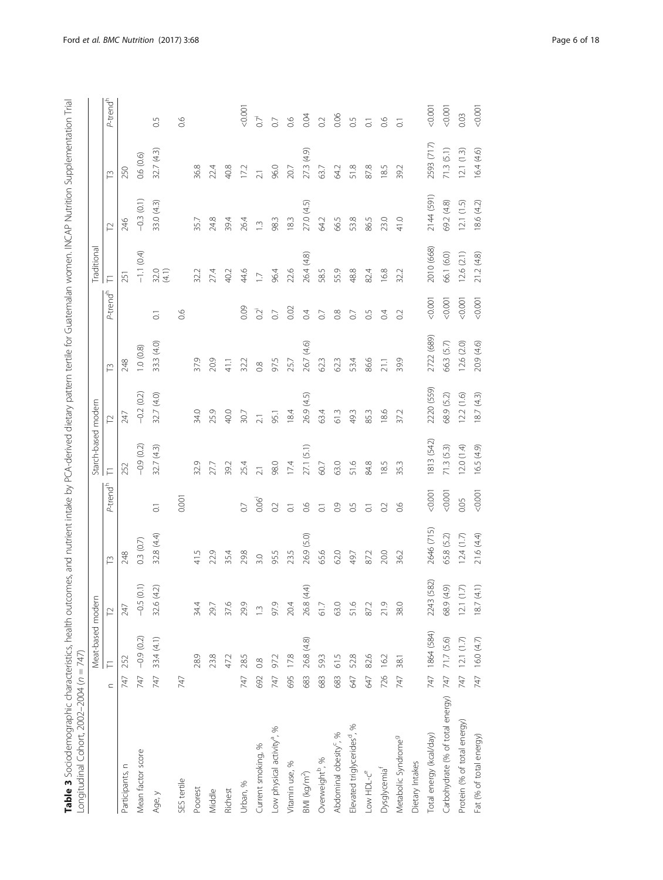**Table 3** Sociodemographic characteristics, health outcomes, and nutrient intake by PCA-derived dietary pattern tertile for Guatemalan women. INCAP Nutrition Supplementation Trial Longitudinal Cohort, 2002–2004 ($n = 747$)

| | | Meat-based modern | | | | Starch-based modern | | | | Traditional | | | |
|---|---|---|---|---|---|---|---|---|---|---|---|---|---|
| | n | T1 | T2 | T3 | P-trend[h] | T1 | T2 | T3 | P-trend[h] | T1 | T2 | T3 | P-trend[h] |
| Participants, n | 747 | 252 | 247 | 248 | | 252 | 247 | 248 | | 251 | 246 | 250 | |
| Mean factor score | 747 | −0.9 (0.2) | −0.5 (0.1) | 0.3 (0.7) | | −0.9 (0.2) | −0.2 (0.2) | 1.0 (0.8) | | −1.1 (0.4) | −0.3 (0.1) | 0.6 (0.6) | |
| Age, y | 747 | 33.4 (4.1) | 32.6 (4.2) | 32.8 (4.4) | 0.1 | 32.7 (4.3) | 32.7 (4.0) | 33.3 (4.0) | 0.1 | 32.0 (4.1) | 33.0 (4.3) | 32.7 (4.3) | 0.5 |
| SES tertile | 747 | | | | 0.001 | | | | 0.6 | | | | 0.6 |
| Poorest | | 28.9 | 34.4 | 41.5 | | 32.9 | 34.0 | 37.9 | | 32.2 | 35.7 | 36.8 | |
| Middle | | 23.8 | 29.7 | 22.9 | | 27.7 | 25.9 | 20.9 | | 27.4 | 24.8 | 22.4 | |
| Richest | | 47.2 | 37.6 | 35.4 | | 39.2 | 40.0 | 41.1 | | 40.2 | 39.4 | 40.8 | |
| Urban, % | 747 | 28.5 | 29.9 | 29.8 | 0.7 | 25.4 | 30.7 | 32.2 | 0.09 | 44.6 | 26.4 | 17.2 | <0.001 |
| Current smoking, % | 692 | 0.8 | 1.3 | 3.0 | 0.06[i] | 2.1 | 2.1 | 0.8 | 0.2[i] | 1.7 | 1.3 | 2.1 | 0.7[i] |
| Low physical activity[a], % | 747 | 97.2 | 97.9 | 95.5 | 0.2 | 98.0 | 95.1 | 97.5 | 0.7 | 96.4 | 98.3 | 96.0 | 0.7 |
| Vitamin use, % | 695 | 17.8 | 20.4 | 23.5 | 0.1 | 17.4 | 18.4 | 25.7 | 0.02 | 22.6 | 18.3 | 20.7 | 0.6 |
| BMI (kg/m$^2$) | 683 | 26.8 (4.8) | 26.8 (4.4) | 26.9 (5.0) | 0.6 | 27.1 (5.1) | 26.9 (4.5) | 26.7 (4.6) | 0.4 | 26.4 (4.8) | 27.0 (4.5) | 27.3 (4.9) | 0.04 |
| Overweight[b], % | 683 | 59.3 | 61.7 | 65.6 | 0.1 | 60.7 | 63.4 | 62.3 | 0.7 | 58.5 | 64.2 | 63.7 | 0.2 |
| Abdominal obesity[c], % | 683 | 61.5 | 63.0 | 62.0 | 0.9 | 63.0 | 61.3 | 62.3 | 0.8 | 55.9 | 66.5 | 64.2 | 0.06 |
| Elevated triglycerides[d], % | 647 | 52.8 | 51.6 | 49.7 | 0.5 | 51.6 | 49.3 | 53.4 | 0.7 | 48.8 | 53.8 | 51.8 | 0.5 |
| Low HDL-c[e] | 647 | 82.6 | 87.2 | 87.2 | 0.1 | 84.8 | 85.3 | 86.6 | 0.5 | 82.4 | 86.5 | 87.8 | 0.1 |
| Dysglycemia[f] | 726 | 16.2 | 21.9 | 20.0 | 0.2 | 18.5 | 18.6 | 21.1 | 0.4 | 16.8 | 23.0 | 18.5 | 0.6 |
| Metabolic Syndrome[g] | 747 | 38.1 | 38.0 | 36.2 | 0.6 | 35.3 | 37.2 | 39.9 | 0.2 | 32.2 | 41.0 | 39.2 | 0.1 |
| Dietary Intakes | | | | | | | | | | | | | |
| Total energy (kcal/day) | 747 | 1864 (584) | 2243 (582) | 2646 (715) | <0.001 | 1813 (542) | 2220 (559) | 2722 (689) | <0.001 | 2010 (668) | 2144 (591) | 2593 (717) | <0.001 |
| Carbohydrate (% of total energy) | 747 | 71.7 (5.6) | 68.9 (4.9) | 65.8 (5.2) | <0.001 | 71.3 (5.3) | 68.9 (5.2) | 66.3 (5.7) | <0.001 | 66.1 (6.0) | 69.2 (4.8) | 71.3 (5.1) | <0.001 |
| Protein (% of total energy) | 747 | 12.1 (1.7) | 12.1 (1.7) | 12.4 (1.7) | 0.05 | 12.0 (1.4) | 12.2 (1.6) | 12.6 (2.0) | <0.001 | 12.6 (2.1) | 12.1 (1.5) | 12.1 (1.3) | 0.03 |
| Fat (% of total energy) | 747 | 16.0 (4.7) | 18.7 (4.1) | 21.6 (4.4) | <0.001 | 16.5 (4.9) | 18.7 (4.3) | 20.9 (4.6) | <0.001 | 21.2 (4.8) | 18.6 (4.2) | 16.4 (4.6) | <0.001 |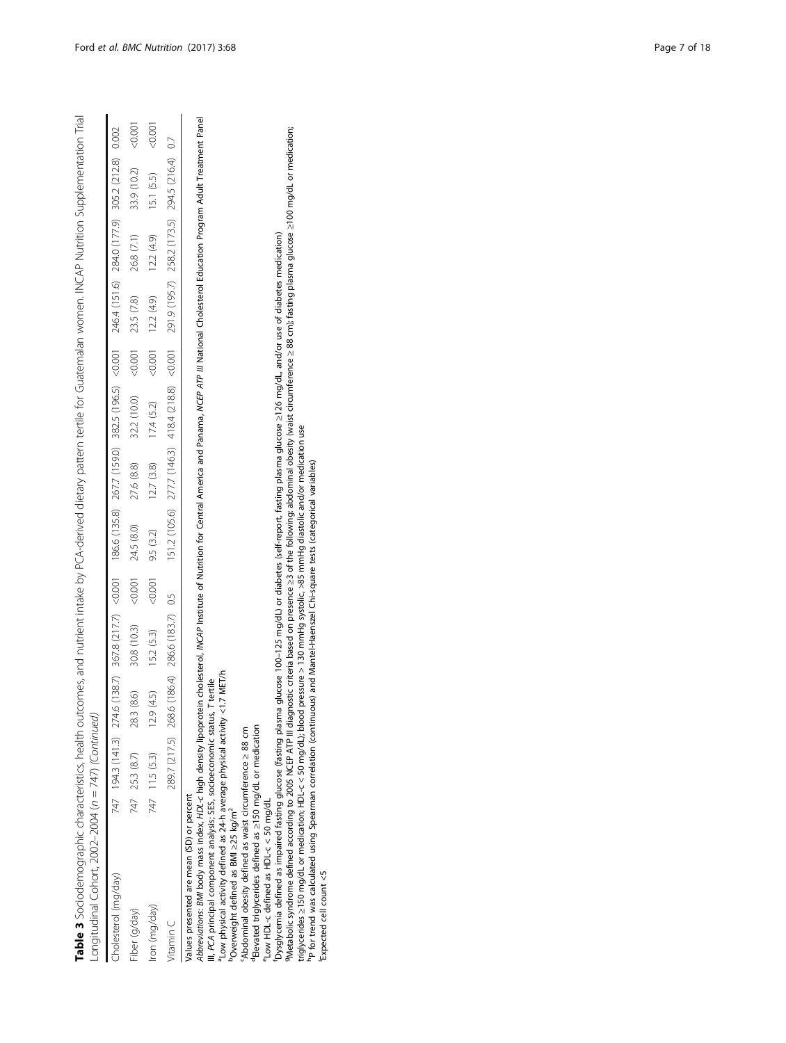**Table 3** Sociodemographic characteristics, health outcomes, and nutrient intake by PCA-derived dietary pattern tertile for Guatemalan women. INCAP Nutrition Supplementation Trial Longitudinal Cohort, 2002–2004 ($n$ = 747) *(Continued)*

| | | | | | | | | | | | | | |
|---|---|---|---|---|---|---|---|---|---|---|---|---|---|
| Cholesterol (mg/day) | 747 | 194.3 (141.3) | 274.6 (138.7) | 367.8 (217.7) | <0.001 | 186.6 (135.8) | 267.7 (159.0) | 382.5 (196.5) | <0.001 | 246.4 (151.6) | 284.0 (177.9) | 305.2 (212.8) | 0.002 |
| Fiber (g/day) | 747 | 25.3 (8.7) | 28.3 (8.6) | 30.8 (10.3) | <0.001 | 24.5 (8.0) | 27.6 (8.8) | 32.2 (10.0) | <0.001 | 23.5 (7.8) | 26.8 (7.1) | 33.9 (10.2) | <0.001 |
| Iron (mg/day) | 747 | 11.5 (5.3) | 12.9 (4.5) | 15.2 (5.3) | <0.001 | 9.5 (3.2) | 12.7 (3.8) | 17.4 (5.2) | <0.001 | 12.2 (4.9) | 12.2 (4.9) | 15.1 (5.5) | <0.001 |
| Vitamin C | | 289.7 (217.5) | 268.6 (186.4) | 286.6 (183.7) | 0.5 | 151.2 (105.6) | 277.7 (146.3) | 418.4 (218.8) | <0.001 | 291.9 (195.7) | 258.2 (173.5) | 294.5 (216.4) | 0.7 |

Values presented are mean (SD) or percent

*Abbreviations*: *BMI* body mass index, *HDL-c* high density lipoprotein cholesterol, *INCAP* Institute of Nutrition for Central America and Panama, *NCEP ATP III* National Cholesterol Education Program Adult Treatment Panel III, *PCA* principal component analysis; SES, socioeconomic status, *T* tertile

[a]Low physical activity defined as 24-h average physical activity <1.7 MET/h

[b]Overweight defined as BMI ≥25 kg/m$^2$

[c]Abdominal obesity defined as waist circumference ≥ 88 cm

[d]Elevated triglycerides defined as ≥150 mg/dL or medication

[e]Low HDL-c defined as HDL-c < 50 mg/dL

[f]Dysglycemia defined as impaired fasting glucose (fasting plasma glucose 100–125 mg/dL) or diabetes (self-report, fasting plasma glucose ≥126 mg/dL, and/or use of diabetes medication)

[g]Metabolic syndrome defined according to 2005 NCEP ATP III diagnostic criteria based on presence ≥3 of the following: abdominal obesity (waist circumference ≥ 88 cm); fasting plasma glucose ≥100 mg/dL or medication; triglycerides ≥150 mg/dL or medication; HDL-c < 50 mg/dL; blood pressure > 130 mmHg systolic, >85 mmHg diastolic and/or medication use

[h]P for trend was calculated using Spearman correlation (continuous) and Mantel-Haenszel Chi-square tests (categorical variables)

[i]Expected cell count <5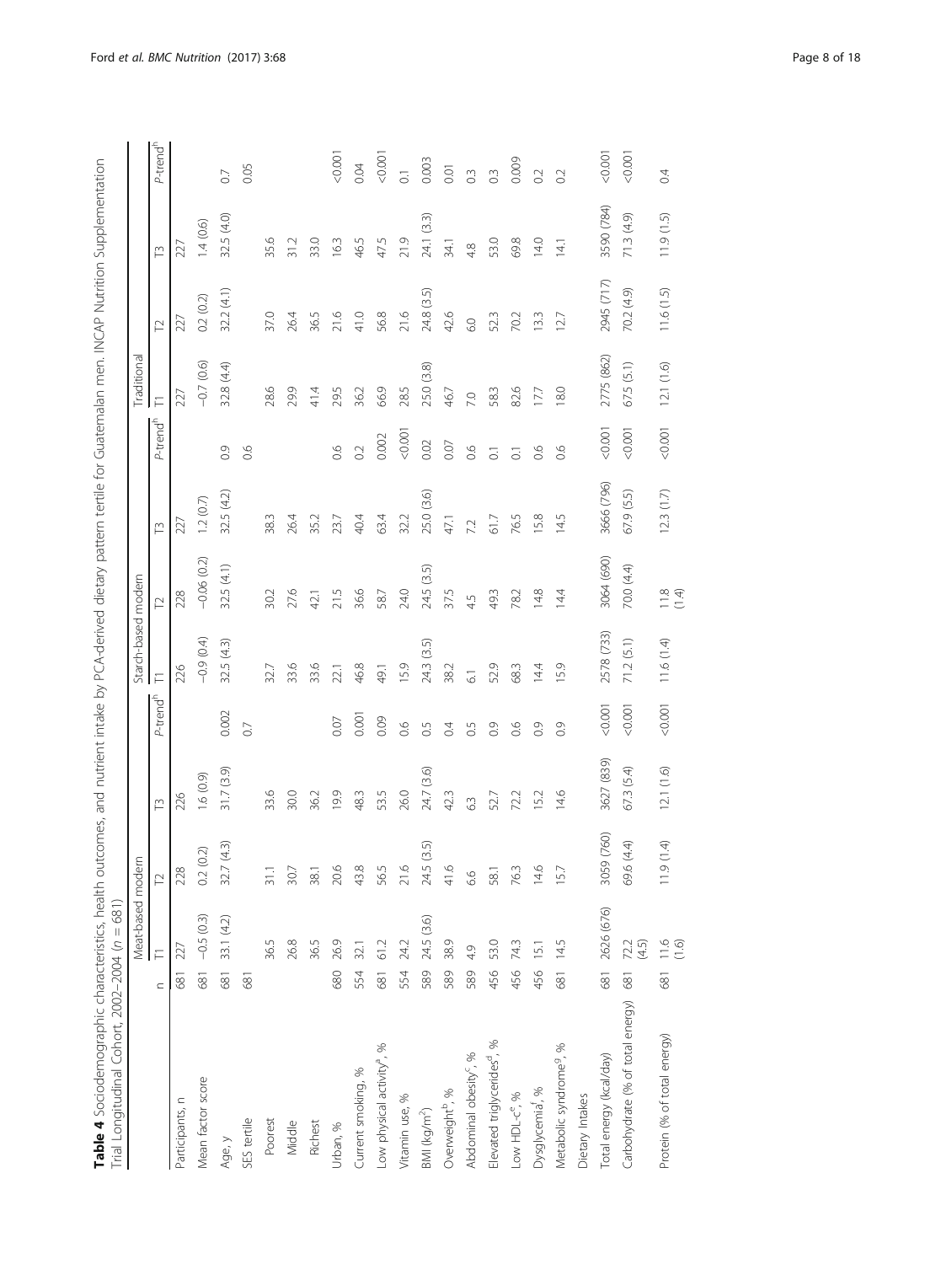**Table 4** Sociodemographic characteristics, health outcomes, and nutrient intake by PCA-derived dietary pattern tertile for Guatemalan men. INCAP Nutrition Supplementation Trial Longitudinal Cohort, 2002–2004 ($n$ = 681)

| | | Meat-based modern | | | | Starch-based modern | | | | Traditional | | | |
|---|---|---|---|---|---|---|---|---|---|---|---|---|---|
| | n | T1 | T2 | T3 | P-trend[h] | T1 | T2 | T3 | P-trend[h] | T1 | T2 | T3 | P-trend[h] |
| Participants, n | 681 | 227 | 228 | 226 | | 226 | 228 | 227 | | 227 | 227 | 227 | |
| Mean factor score | 681 | −0.5 (0.3) | 0.2 (0.2) | 1.6 (0.9) | | −0.9 (0.4) | −0.06 (0.2) | 1.2 (0.7) | | −0.7 (0.6) | 0.2 (0.2) | 1.4 (0.6) | |
| Age, y | 681 | 33.1 (4.2) | 32.7 (4.3) | 31.7 (3.9) | 0.002 | 32.5 (4.3) | 32.5 (4.1) | 32.5 (4.2) | 0.9 | 32.8 (4.4) | 32.2 (4.1) | 32.5 (4.0) | 0.7 |
| SES tertile | 681 | | | | 0.7 | | | | 0.6 | | | | 0.05 |
| Poorest | | 36.5 | 31.1 | 33.6 | | 32.7 | 30.2 | 38.3 | | 28.6 | 37.0 | 35.6 | |
| Middle | | 26.8 | 30.7 | 30.0 | | 33.6 | 27.6 | 26.4 | | 29.9 | 26.4 | 31.2 | |
| Richest | | 36.5 | 38.1 | 36.2 | | 33.6 | 42.1 | 35.2 | | 41.4 | 36.5 | 33.0 | |
| Urban, % | 680 | 26.9 | 20.6 | 19.9 | 0.07 | 22.1 | 21.5 | 23.7 | 0.6 | 29.5 | 21.6 | 16.3 | <0.001 |
| Current smoking, % | 554 | 32.1 | 43.8 | 48.3 | 0.001 | 46.8 | 36.6 | 40.4 | 0.2 | 36.2 | 41.0 | 46.5 | 0.04 |
| Low physical activity[a], % | 681 | 61.2 | 56.5 | 53.5 | 0.09 | 49.1 | 58.7 | 63.4 | 0.002 | 66.9 | 56.8 | 47.5 | <0.001 |
| Vitamin use, % | 554 | 24.2 | 21.6 | 26.0 | 0.6 | 15.9 | 24.0 | 32.2 | <0.001 | 28.5 | 21.6 | 21.9 | 0.1 |
| BMI (kg/m$^2$) | 589 | 24.5 (3.6) | 24.5 (3.5) | 24.7 (3.6) | 0.5 | 24.3 (3.5) | 24.5 (3.5) | 25.0 (3.6) | 0.02 | 25.0 (3.8) | 24.8 (3.5) | 24.1 (3.3) | 0.003 |
| Overweight[b], % | 589 | 38.9 | 41.6 | 42.3 | 0.4 | 38.2 | 37.5 | 47.1 | 0.07 | 46.7 | 42.6 | 34.1 | 0.01 |
| Abdominal obesity[c], % | 589 | 4.9 | 6.6 | 6.3 | 0.5 | 6.1 | 4.5 | 7.2 | 0.6 | 7.0 | 6.0 | 4.8 | 0.3 |
| Elevated triglycerides[d], % | 456 | 53.0 | 58.1 | 52.7 | 0.9 | 52.9 | 49.3 | 61.7 | 0.1 | 58.3 | 52.3 | 53.0 | 0.3 |
| Low HDL-c[e], % | 456 | 74.3 | 76.3 | 72.2 | 0.6 | 68.3 | 78.2 | 76.5 | 0.1 | 82.6 | 70.2 | 69.8 | 0.009 |
| Dysglycemia[f], % | 456 | 15.1 | 14.6 | 15.2 | 0.9 | 14.4 | 14.8 | 15.8 | 0.6 | 17.7 | 13.3 | 14.0 | 0.2 |
| Metabolic syndrome[g], % | 681 | 14.5 | 15.7 | 14.6 | 0.9 | 15.9 | 14.4 | 14.5 | 0.6 | 18.0 | 12.7 | 14.1 | 0.2 |
| Dietary Intakes | | | | | | | | | | | | | |
| Total energy (kcal/day) | 681 | 2626 (676) | 3059 (760) | 3627 (839) | <0.001 | 2578 (733) | 3064 (690) | 3666 (796) | <0.001 | 2775 (862) | 2945 (717) | 3590 (784) | <0.001 |
| Carbohydrate (% of total energy) | 681 | 72.2 (4.5) | 69.6 (4.4) | 67.3 (5.4) | <0.001 | 71.2 (5.1) | 70.0 (4.4) | 67.9 (5.5) | <0.001 | 67.5 (5.1) | 70.2 (4.9) | 71.3 (4.9) | <0.001 |
| Protein (% of total energy) | 681 | 11.6 (1.6) | 11.9 (1.4) | 12.1 (1.6) | <0.001 | 11.6 (1.4) | 11.8 (1.4) | 12.3 (1.7) | <0.001 | 12.1 (1.6) | 11.6 (1.5) | 11.9 (1.5) | 0.4 |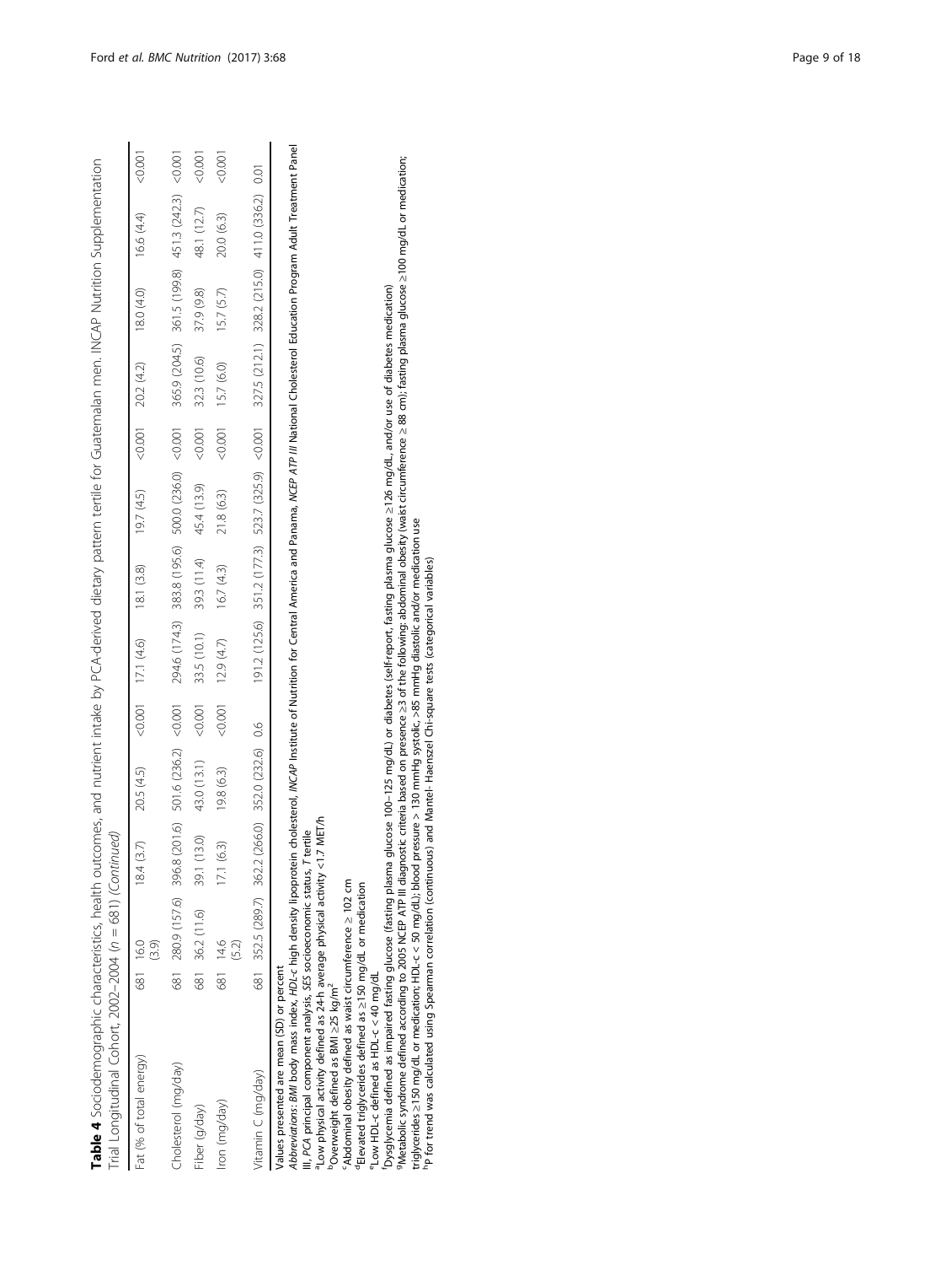**Table 4** Sociodemographic characteristics, health outcomes, and nutrient intake by PCA-derived dietary pattern tertile for Guatemalan men. INCAP Nutrition Supplementation Trial Longitudinal Cohort, 2002–2004 (*n* = 681) *(Continued)*

| | | | | | | | | | | | | | |
|---|---|---|---|---|---|---|---|---|---|---|---|---|---|
| Fat (% of total energy) | 681 | 16.0 (3.9) | 18.4 (3.7) | 20.5 (4.5) | <0.001 | 17.1 (4.6) | 18.1 (3.8) | 19.7 (4.5) | <0.001 | 20.2 (4.2) | 18.0 (4.0) | 16.6 (4.4) | <0.001 |
| Cholesterol (mg/day) | 681 | 280.9 (157.6) | 396.8 (201.6) | 501.6 (236.2) | <0.001 | 294.6 (174.3) | 383.8 (195.6) | 500.0 (236.0) | <0.001 | 365.9 (204.5) | 361.5 (199.8) | 451.3 (242.3) | <0.001 |
| Fiber (g/day) | 681 | 36.2 (11.6) | 39.1 (13.0) | 43.0 (13.1) | <0.001 | 33.5 (10.1) | 39.3 (11.4) | 45.4 (13.9) | <0.001 | 32.3 (10.6) | 37.9 (9.8) | 48.1 (12.7) | <0.001 |
| Iron (mg/day) | 681 | 14.6 (5.2) | 17.1 (6.3) | 19.8 (6.3) | <0.001 | 12.9 (4.7) | 16.7 (4.3) | 21.8 (6.3) | <0.001 | 15.7 (6.0) | 15.7 (5.7) | 20.0 (6.3) | <0.001 |
| Vitamin C (mg/day) | 681 | 352.5 (289.7) | 362.2 (266.0) | 352.0 (232.6) | 0.6 | 191.2 (125.6) | 351.2 (177.3) | 523.7 (325.9) | <0.001 | 327.5 (212.1) | 328.2 (215.0) | 411.0 (336.2) | 0.01 |

Values presented are mean (SD) or percent

*Abbreviations*: *BMI* body mass index, *HDL-c* high density lipoprotein cholesterol, *INCAP* Institute of Nutrition for Central America and Panama, *NCEP ATP III* National Cholesterol Education Program Adult Treatment Panel III, *PCA* principal component analysis, *SES* socioeconomic status, *T* tertile

[a]Low physical activity defined as 24-h average physical activity <1.7 MET/h

[b]Overweight defined as BMI ≥25 kg/m$^2$

[c]Abdominal obesity defined as waist circumference ≥ 102 cm

[d]Elevated triglycerides defined as ≥150 mg/dL or medication

[e]Low HDL-c defined as HDL-c < 40 mg/dL

[f]Dysglycemia defined as impaired fasting glucose (fasting plasma glucose 100–125 mg/dL) or diabetes (self-report, fasting plasma glucose ≥126 mg/dL, and/or use of diabetes medication)

[g]Metabolic syndrome defined according to 2005 NCEP ATP III diagnostic criteria based on presence ≥3 of the following: abdominal obesity (waist circumference ≥ 88 cm); fasting plasma glucose ≥100 mg/dL or medication; triglycerides ≥150 mg/dL or medication; HDL-c < 50 mg/dL); blood pressure > 130 mmHg systolic, >85 mmHg diastolic and/or medication use

[h]P for trend was calculated using Spearman correlation (continuous) and Mantel- Haenszel Chi-square tests (categorical variables)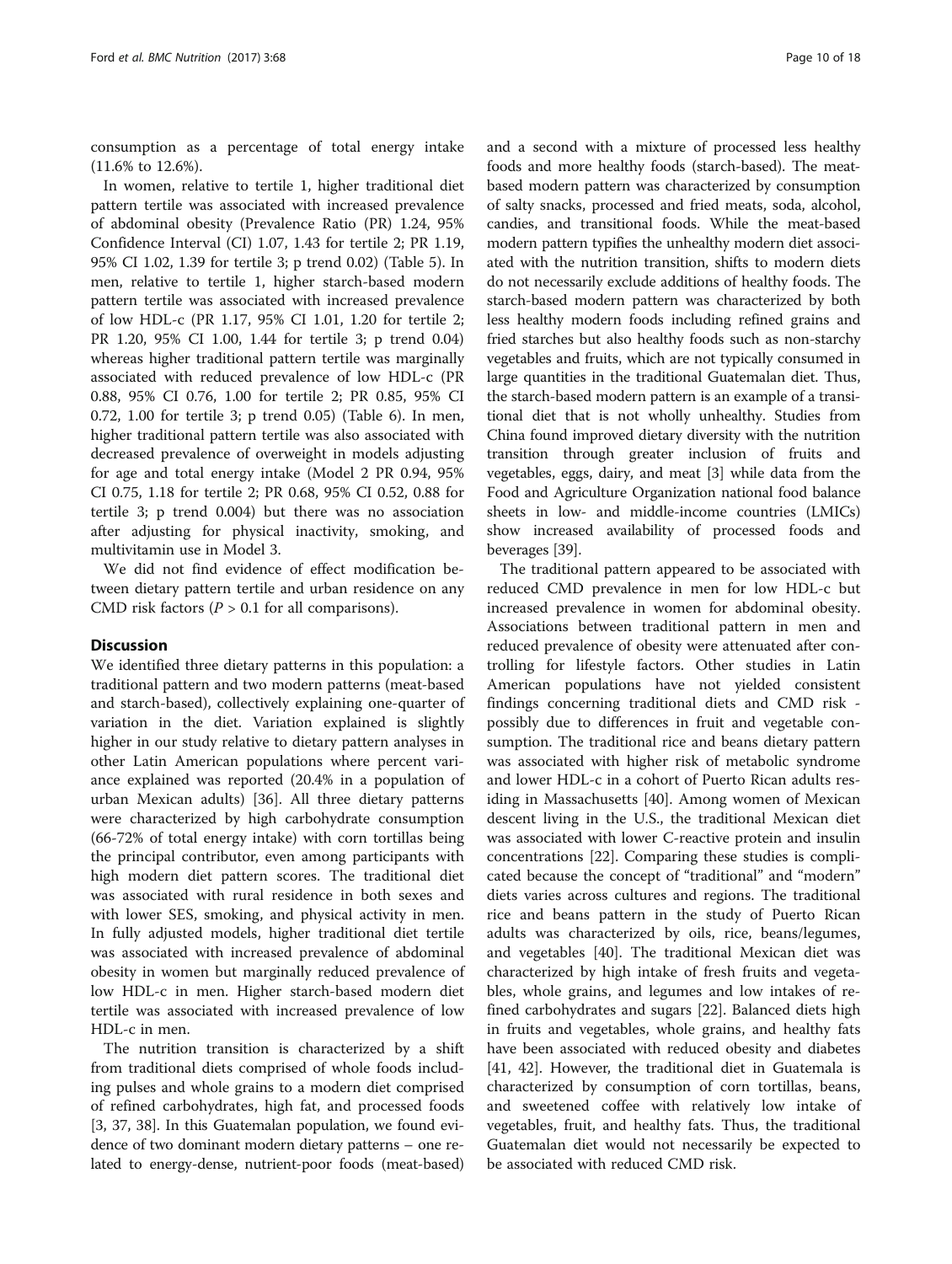consumption as a percentage of total energy intake (11.6% to 12.6%).

In women, relative to tertile 1, higher traditional diet pattern tertile was associated with increased prevalence of abdominal obesity (Prevalence Ratio (PR) 1.24, 95% Confidence Interval (CI) 1.07, 1.43 for tertile 2; PR 1.19, 95% CI 1.02, 1.39 for tertile 3; p trend 0.02) (Table 5). In men, relative to tertile 1, higher starch-based modern pattern tertile was associated with increased prevalence of low HDL-c (PR 1.17, 95% CI 1.01, 1.20 for tertile 2; PR 1.20, 95% CI 1.00, 1.44 for tertile 3; p trend 0.04) whereas higher traditional pattern tertile was marginally associated with reduced prevalence of low HDL-c (PR 0.88, 95% CI 0.76, 1.00 for tertile 2; PR 0.85, 95% CI 0.72, 1.00 for tertile 3; p trend 0.05) (Table 6). In men, higher traditional pattern tertile was also associated with decreased prevalence of overweight in models adjusting for age and total energy intake (Model 2 PR 0.94, 95% CI 0.75, 1.18 for tertile 2; PR 0.68, 95% CI 0.52, 0.88 for tertile 3; p trend 0.004) but there was no association after adjusting for physical inactivity, smoking, and multivitamin use in Model 3.

We did not find evidence of effect modification between dietary pattern tertile and urban residence on any CMD risk factors ($P > 0.1$ for all comparisons).

## Discussion

We identified three dietary patterns in this population: a traditional pattern and two modern patterns (meat-based and starch-based), collectively explaining one-quarter of variation in the diet. Variation explained is slightly higher in our study relative to dietary pattern analyses in other Latin American populations where percent variance explained was reported (20.4% in a population of urban Mexican adults) [36]. All three dietary patterns were characterized by high carbohydrate consumption (66-72% of total energy intake) with corn tortillas being the principal contributor, even among participants with high modern diet pattern scores. The traditional diet was associated with rural residence in both sexes and with lower SES, smoking, and physical activity in men. In fully adjusted models, higher traditional diet tertile was associated with increased prevalence of abdominal obesity in women but marginally reduced prevalence of low HDL-c in men. Higher starch-based modern diet tertile was associated with increased prevalence of low HDL-c in men.

The nutrition transition is characterized by a shift from traditional diets comprised of whole foods including pulses and whole grains to a modern diet comprised of refined carbohydrates, high fat, and processed foods [3, 37, 38]. In this Guatemalan population, we found evidence of two dominant modern dietary patterns – one related to energy-dense, nutrient-poor foods (meat-based) and a second with a mixture of processed less healthy foods and more healthy foods (starch-based). The meat-based modern pattern was characterized by consumption of salty snacks, processed and fried meats, soda, alcohol, candies, and transitional foods. While the meat-based modern pattern typifies the unhealthy modern diet associated with the nutrition transition, shifts to modern diets do not necessarily exclude additions of healthy foods. The starch-based modern pattern was characterized by both less healthy modern foods including refined grains and fried starches but also healthy foods such as non-starchy vegetables and fruits, which are not typically consumed in large quantities in the traditional Guatemalan diet. Thus, the starch-based modern pattern is an example of a transitional diet that is not wholly unhealthy. Studies from China found improved dietary diversity with the nutrition transition through greater inclusion of fruits and vegetables, eggs, dairy, and meat [3] while data from the Food and Agriculture Organization national food balance sheets in low- and middle-income countries (LMICs) show increased availability of processed foods and beverages [39].

The traditional pattern appeared to be associated with reduced CMD prevalence in men for low HDL-c but increased prevalence in women for abdominal obesity. Associations between traditional pattern in men and reduced prevalence of obesity were attenuated after controlling for lifestyle factors. Other studies in Latin American populations have not yielded consistent findings concerning traditional diets and CMD risk - possibly due to differences in fruit and vegetable consumption. The traditional rice and beans dietary pattern was associated with higher risk of metabolic syndrome and lower HDL-c in a cohort of Puerto Rican adults residing in Massachusetts [40]. Among women of Mexican descent living in the U.S., the traditional Mexican diet was associated with lower C-reactive protein and insulin concentrations [22]. Comparing these studies is complicated because the concept of "traditional" and "modern" diets varies across cultures and regions. The traditional rice and beans pattern in the study of Puerto Rican adults was characterized by oils, rice, beans/legumes, and vegetables [40]. The traditional Mexican diet was characterized by high intake of fresh fruits and vegetables, whole grains, and legumes and low intakes of refined carbohydrates and sugars [22]. Balanced diets high in fruits and vegetables, whole grains, and healthy fats have been associated with reduced obesity and diabetes [41, 42]. However, the traditional diet in Guatemala is characterized by consumption of corn tortillas, beans, and sweetened coffee with relatively low intake of vegetables, fruit, and healthy fats. Thus, the traditional Guatemalan diet would not necessarily be expected to be associated with reduced CMD risk.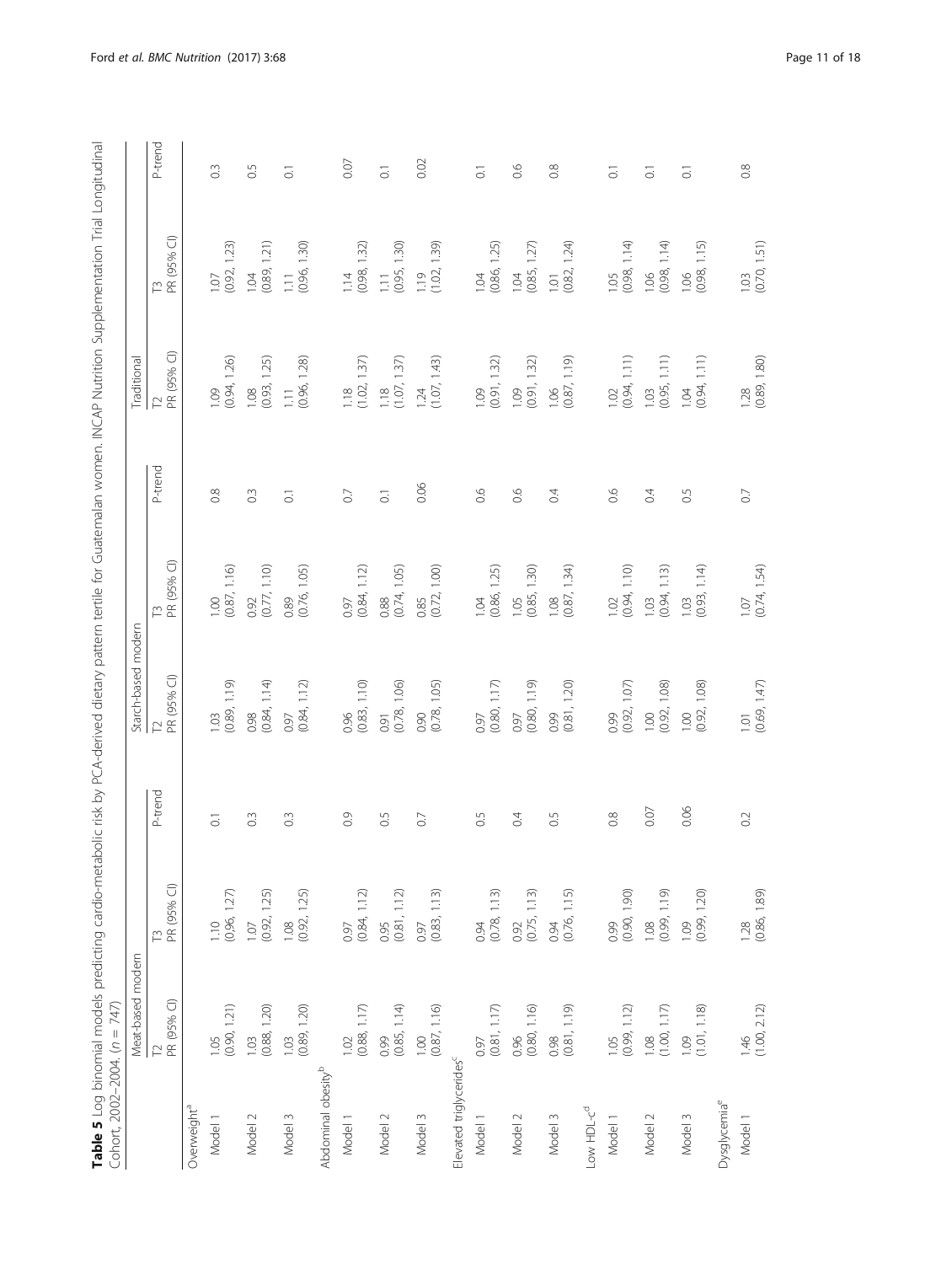**Table 5** Log binomial models predicting cardio-metabolic risk by PCA-derived dietary pattern tertile for Guatemalan women. INCAP Nutrition Supplementation Trial Longitudinal Cohort, 2002–2004. ($n$ = 747)

| | Meat-based modern | | | Starch-based modern | | | Traditional | | |
|---|---|---|---|---|---|---|---|---|---|
| | T2 PR (95% CI) | T3 PR (95% CI) | P-trend | T2 PR (95% CI) | T3 PR (95% CI) | P-trend | T2 PR (95% CI) | T3 PR (95% CI) | P-trend |
| Overweight[a] | | | | | | | | | |
| Model 1 | 1.05 (0.90, 1.21) | 1.10 (0.96, 1.27) | 0.1 | 1.03 (0.89, 1.19) | 1.00 (0.87, 1.16) | 0.8 | 1.09 (0.94, 1.26) | 1.07 (0.92, 1.23) | 0.3 |
| Model 2 | 1.03 (0.88, 1.20) | 1.07 (0.92, 1.25) | 0.3 | 0.98 (0.84, 1.14) | 0.92 (0.77, 1.10) | 0.3 | 1.08 (0.93, 1.25) | 1.04 (0.89, 1.21) | 0.5 |
| Model 3 | 1.03 (0.89, 1.20) | 1.08 (0.92, 1.25) | 0.3 | 0.97 (0.84, 1.12) | 0.89 (0.76, 1.05) | 0.1 | 1.11 (0.96, 1.28) | 1.11 (0.96, 1.30) | 0.1 |
| Abdominal obesity[b] | | | | | | | | | |
| Model 1 | 1.02 (0.88, 1.17) | 0.97 (0.84, 1.12) | 0.9 | 0.96 (0.83, 1.10) | 0.97 (0.84, 1.12) | 0.7 | 1.18 (1.02, 1.37) | 1.14 (0.98, 1.32) | 0.07 |
| Model 2 | 0.99 (0.85, 1.14) | 0.95 (0.81, 1.12) | 0.5 | 0.91 (0.78, 1.06) | 0.88 (0.74, 1.05) | 0.1 | 1.18 (1.07, 1.37) | 1.11 (0.95, 1.30) | 0.1 |
| Model 3 | 1.00 (0.87, 1.16) | 0.97 (0.83, 1.13) | 0.7 | 0.90 (0.78, 1.05) | 0.85 (0.72, 1.00) | 0.06 | 1.24 (1.07, 1.43) | 1.19 (1.02, 1.39) | 0.02 |
| Elevated triglycerides[c] | | | | | | | | | |
| Model 1 | 0.97 (0.81, 1.17) | 0.94 (0.78, 1.13) | 0.5 | 0.97 (0.80, 1.17) | 1.04 (0.86, 1.25) | 0.6 | 1.09 (0.91, 1.32) | 1.04 (0.86, 1.25) | 0.1 |
| Model 2 | 0.96 (0.80, 1.16) | 0.92 (0.75, 1.13) | 0.4 | 0.97 (0.80, 1.19) | 1.05 (0.85, 1.30) | 0.6 | 1.09 (0.91, 1.32) | 1.04 (0.85, 1.27) | 0.6 |
| Model 3 | 0.98 (0.81, 1.19) | 0.94 (0.76, 1.15) | 0.5 | 0.99 (0.81, 1.20) | 1.08 (0.87, 1.34) | 0.4 | 1.06 (0.87, 1.19) | 1.01 (0.82, 1.24) | 0.8 |
| Low HDL-c[d] | | | | | | | | | |
| Model 1 | 1.05 (0.99, 1.12) | 0.99 (0.90, 1.90) | 0.8 | 0.99 (0.92, 1.07) | 1.02 (0.94, 1.10) | 0.6 | 1.02 (0.94, 1.11) | 1.05 (0.98, 1.14) | 0.1 |
| Model 2 | 1.08 (1.00, 1.17) | 1.08 (0.99, 1.19) | 0.07 | 1.00 (0.92, 1.08) | 1.03 (0.94, 1.13) | 0.4 | 1.03 (0.95, 1.11) | 1.06 (0.98, 1.14) | 0.1 |
| Model 3 | 1.09 (1.01, 1.18) | 1.09 (0.99, 1.20) | 0.06 | 1.00 (0.92, 1.08) | 1.03 (0.93, 1.14) | 0.5 | 1.04 (0.94, 1.11) | 1.06 (0.98, 1.15) | 0.1 |
| Dysglycemia[e] | | | | | | | | | |
| Model 1 | 1.46 (1.00, 2.12) | 1.28 (0.86, 1.89) | 0.2 | 1.01 (0.69, 1.47) | 1.07 (0.74, 1.54) | 0.7 | 1.28 (0.89, 1.80) | 1.03 (0.70, 1.51) | 0.8 |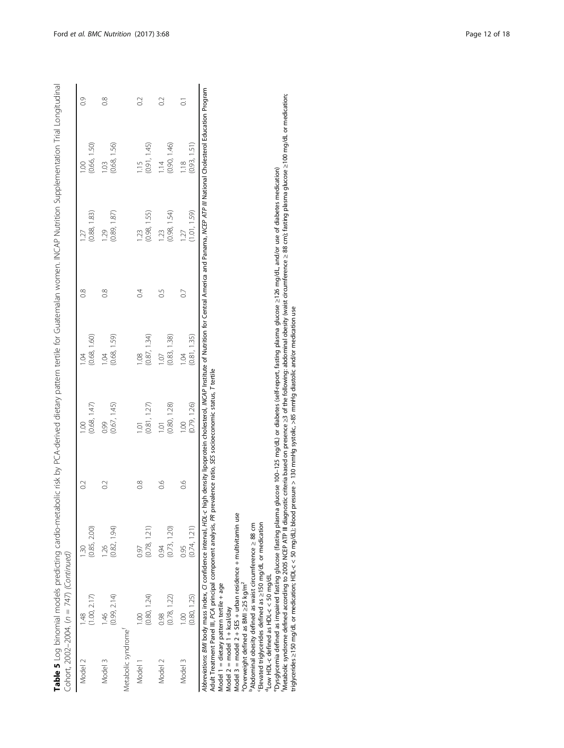**Table 5** Log binomial models predicting cardio-metabolic risk by PCA-derived dietary pattern tertile for Guatemalan women. INCAP Nutrition Supplementation Trial Longitudinal Cohort, 2002–2004. (n = 747) *(Continued)*

| | | | | | | | | | |
|---|---|---|---|---|---|---|---|---|---|
| Model 2 | 1.48 (1.00, 2.17) | 1.30 (0.85, 2.00) | 0.2 | 1.00 (0.68, 1.47) | 1.04 (0.68, 1.60) | 0.8 | 1.27 (0.88, 1.83) | 1.00 (0.66, 1.50) | 0.9 |
| Model 3 | 1.46 (0.99, 2.14) | 1.26 (0.82, 1.94) | 0.2 | 0.99 (0.67, 1.45) | 1.04 (0.68, 1.59) | 0.8 | 1.29 (0.89, 1.87) | 1.03 (0.68, 1.56) | 0.8 |
| Metabolic syndrome[f] | | | | | | | | | |
| Model 1 | 1.00 (0.80, 1.24) | 0.97 (0.78, 1.21) | 0.8 | 1.01 (0.81, 1.27) | 1.08 (0.87, 1.34) | 0.4 | 1.23 (0.98, 1.55) | 1.15 (0.91, 1.45) | 0.2 |
| Model 2 | 0.98 (0.78, 1.22) | 0.94 (0.73, 1.20) | 0.6 | 1.01 (0.80, 1.28) | 1.07 (0.83, 1.38) | 0.5 | 1.23 (0.98, 1.54) | 1.14 (0.90, 1.46) | 0.2 |
| Model 3 | 1.00 (0.80, 1.25) | 0.95 (0.74, 1.21) | 0.6 | 1.00 (0.79, 1.26) | 1.04 (0.81, 1.35) | 0.7 | 1.27 (1.01, 1.59) | 1.18 (0.93, 1.51) | 0.1 |

*Abbreviations*: *BMI* body mass index, *CI* confidence interval, *HDL-c* high density lipoprotein cholesterol, *INCAP* Institute of Nutrition for Central America and Panama, *NCEP ATP III* National Cholesterol Education Program Adult Treatment Panel III, *PCA* principal component analysis, *PR* prevalence ratio, *SES* socioeconomic status, *T* tertile

Model 1 = dietary pattern tertile + age

Model 2 = model 1 + kcal/day

Model 3 = model 2 + SES + urban residence + multivitamin use

[a]Overweight defined as BMI ≥25 kg/m$^2$

[b]Abdominal obesity defined as waist circumference ≥ 88 cm

[c]Elevated triglycerides defined as ≥150 mg/dL or medication

[d]Low HDL-c defined as HDL-c < 50 mg/dL

[e]Dysglycemia defined as impaired fasting glucose (fasting plasma glucose 100–125 mg/dL) or diabetes (self-report, fasting plasma glucose ≥126 mg/dL, and/or use of diabetes medication)

[f]Metabolic syndrome defined according to 2005 NCEP ATP III diagnostic criteria based on presence ≥3 of the following: abdominal obesity (waist circumference ≥ 88 cm); fasting plasma glucose ≥100 mg/dL or medication; triglycerides ≥150 mg/dL or medication; HDL-c < 50 mg/dL); blood pressure > 130 mmHg systolic, >85 mmHg diastolic and/or medication use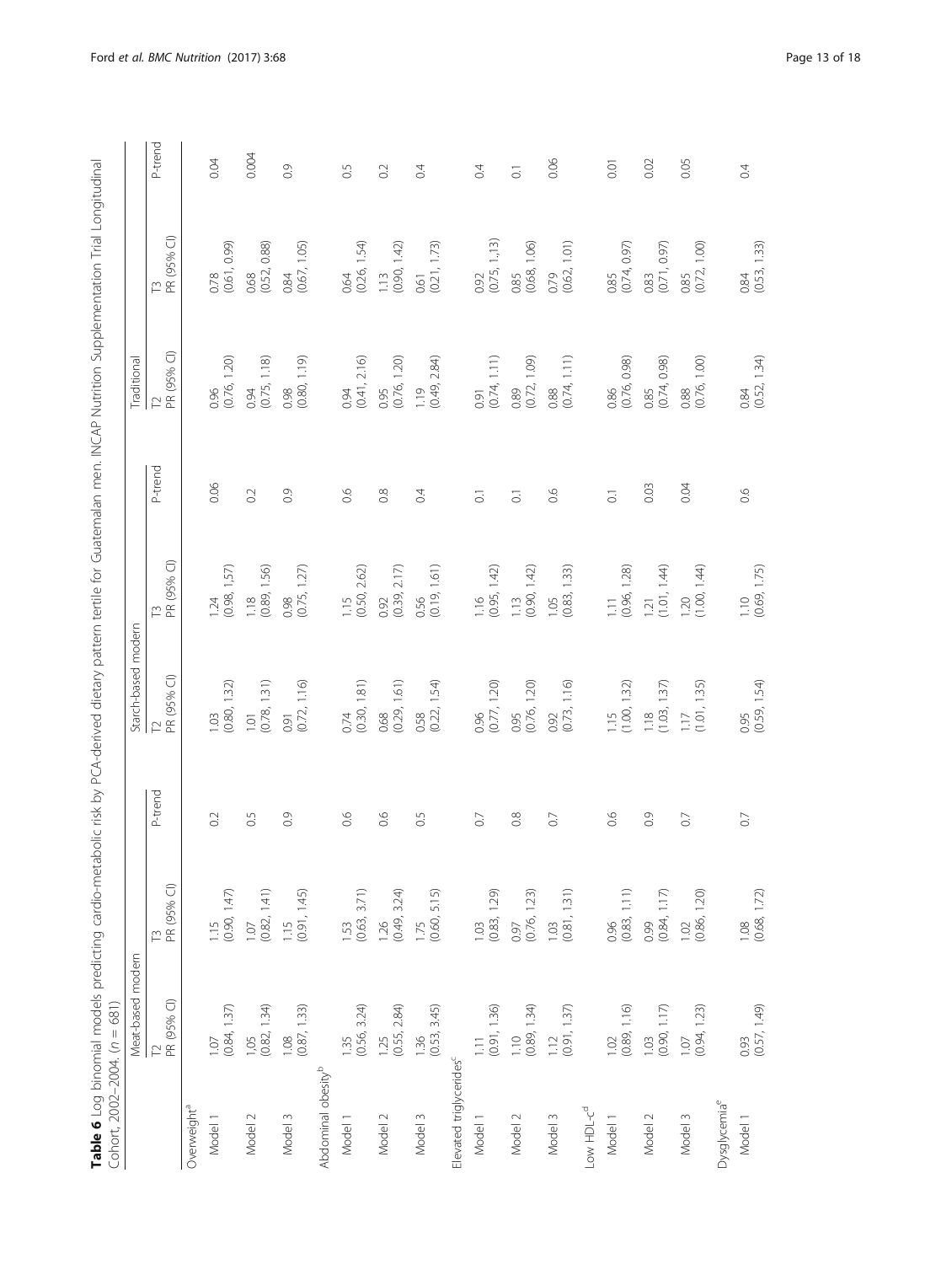**Table 6** Log binomial models predicting cardio-metabolic risk by PCA-derived dietary pattern tertile for Guatemalan men. INCAP Nutrition Supplementation Trial Longitudinal Cohort, 2002–2004. (*n* = 681)

| | Meat-based modern | | | Starch-based modern | | | Traditional | | |
|---|---|---|---|---|---|---|---|---|---|
| | T2 PR (95% CI) | T3 PR (95% CI) | P-trend | T2 PR (95% CI) | T3 PR (95% CI) | P-trend | T2 PR (95% CI) | T3 PR (95% CI) | P-trend |
| Overweight[a] | | | | | | | | | |
| Model 1 | 1.07 (0.84, 1.37) | 1.15 (0.90, 1.47) | 0.2 | 1.03 (0.80, 1.32) | 1.24 (0.98, 1.57) | 0.06 | 0.96 (0.76, 1.20) | 0.78 (0.61, 0.99) | 0.04 |
| Model 2 | 1,05 (0.82, 1.34) | 1.07 (0.82, 1.41) | 0.5 | 1.01 (0.78, 1.31) | 1.18 (0.89, 1.56) | 0.2 | 0.94 (0.75, 1.18) | 0.68 (0.52, 0.88) | 0.004 |
| Model 3 | 1.08 (0.87, 1.33) | 1.15 (0.91, 1.45) | 0.9 | 0.91 (0.72, 1.16) | 0.98 (0.75, 1.27) | 0.9 | 0.98 (0.80, 1.19) | 0.84 (0.67, 1.05) | 0.9 |
| Abdominal obesity[b] | | | | | | | | | |
| Model 1 | 1.35 (0.56, 3.24) | 1.53 (0.63, 3.71) | 0.6 | 0.74 (0.30, 1.81) | 1.15 (0.50, 2.62) | 0.6 | 0.94 (0.41, 2.16) | 0.64 (0.26, 1.54) | 0.5 |
| Model 2 | 1.25 (0.55, 2.84) | 1.26 (0.49, 3.24) | 0.6 | 0.68 (0.29, 1.61) | 0.92 (0.39, 2.17) | 0.8 | 0.95 (0.76, 1.20) | 1.13 (0.90, 1.42) | 0.2 |
| Model 3 | 1.36 (0.53, 3.45) | 1.75 (0.60, 5.15) | 0.5 | 0.58 (0.22, 1.54) | 0.56 (0.19, 1.61) | 0.4 | 1.19 (0.49, 2.84) | 0.61 (0.21, 1.73) | 0.4 |
| Elevated triglycerides[c] | | | | | | | | | |
| Model 1 | 1.11 (0.91, 1.36) | 1.03 (0.83, 1.29) | 0.7 | 0.96 (0.77, 1.20) | 1.16 (0.95, 1.42) | 0.1 | 0.91 (0.74, 1.11) | 0.92 (0.75, 1.,13) | 0.4 |
| Model 2 | 1.10 (0.89, 1.34) | 0.97 (0.76, 1.23) | 0.8 | 0.95 (0.76, 1.20) | 1.13 (0.90, 1.42) | 0.1 | 0.89 (0.72, 1.09) | 0.85 (0.68, 1.06) | 0.1 |
| Model 3 | 1.12 (0.91, 1.37) | 1.03 (0.81, 1.31) | 0.7 | 0.92 (0.73, 1.16) | 1.05 (0.83, 1.33) | 0.6 | 0.88 (0.74, 1.11) | 0.79 (0.62, 1.01) | 0.06 |
| Low HDL-c[d] | | | | | | | | | |
| Model 1 | 1.02 (0.89, 1.16) | 0.96 (0.83, 1.11) | 0.6 | 1.15 (1.00, 1.32) | 1.11 (0.96, 1.28) | 0.1 | 0.86 (0.76, 0.98) | 0.85 (0.74, 0.97) | 0.01 |
| Model 2 | 1.03 (0.90, 1.17) | 0.99 (0.84, 1.17) | 0.9 | 1.18 (1.03, 1.37) | 1.21 (1.01, 1.44) | 0.03 | 0.85 (0.74, 0.98) | 0.83 (0.71, 0.97) | 0.02 |
| Model 3 | 1.07 (0.94, 1.23) | 1.02 (0.86, 1.20) | 0.7 | 1.17 (1.01, 1.35) | 1.20 (1.00, 1.44) | 0.04 | 0.88 (0.76, 1.00) | 0.85 (0.72, 1.00) | 0.05 |
| Dysglycemia[e] | | | | | | | | | |
| Model 1 | 0.93 (0.57, 1.49) | 1.08 (0.68, 1.72) | 0.7 | 0.95 (0.59, 1.54) | 1.10 (0.69, 1.75) | 0.6 | 0.84 (0.52, 1.34) | 0.84 (0.53, 1.33) | 0.4 |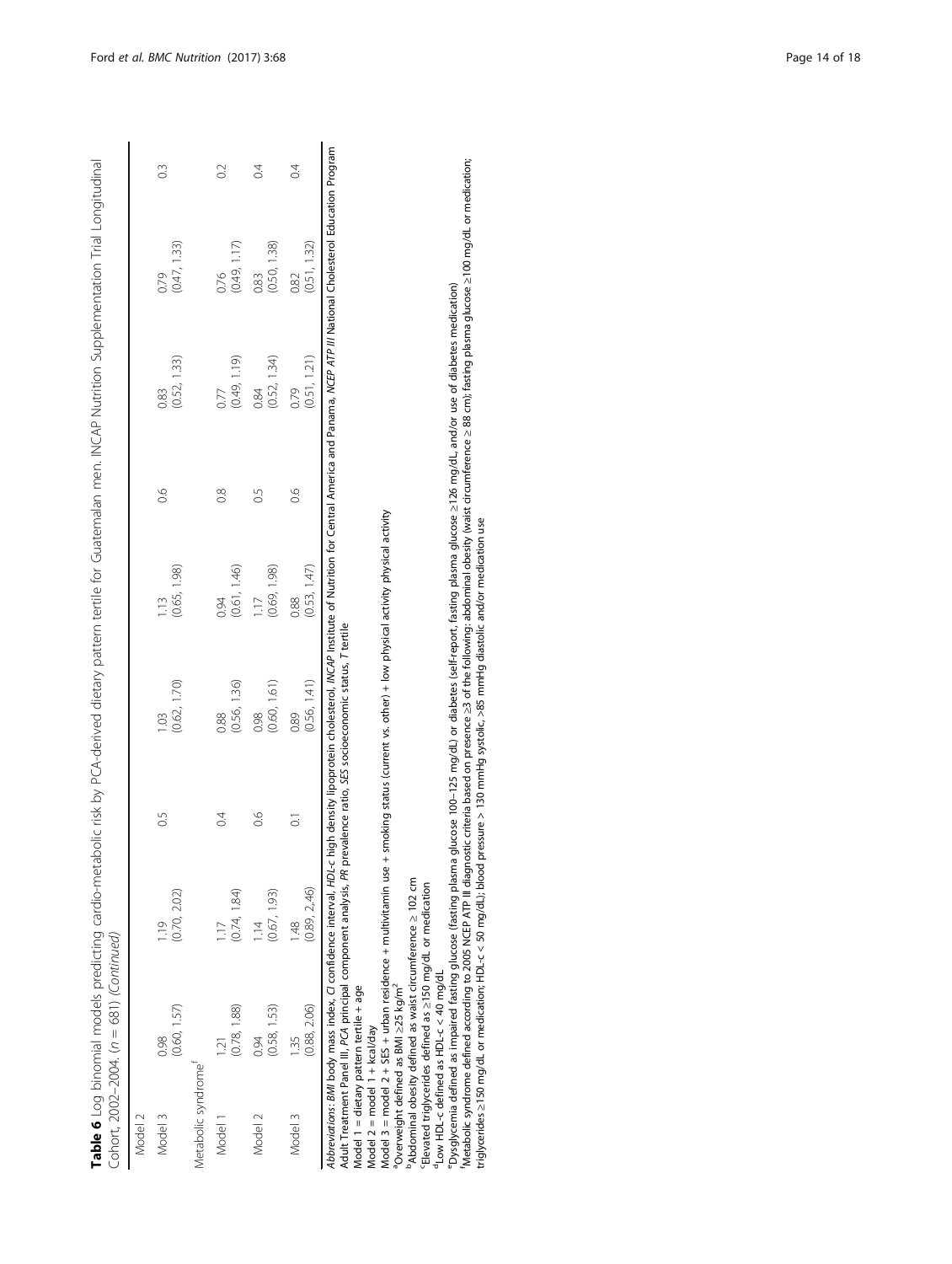**Table 6** Log binomial models predicting cardio-metabolic risk by PCA-derived dietary pattern tertile for Guatemalan men. INCAP Nutrition Supplementation Trial Longitudinal Cohort, 2002–2004. (*n* = 681) *(Continued)*

| | | | | | | | | |
|---|---|---|---|---|---|---|---|---|
| Model 2 | | | | | | | | |
| Model 3 | 0.98 (0.60, 1.57) | 1.19 (0.70, 2.02) | 0.5 | 1.03 (0.62, 1.70) | 1.13 (0.65, 1.98) | 0.6 | 0.83 (0.52, 1.33) | 0.79 (0.47, 1.33) | 0.3 |
| Metabolic syndrome[f] | | | | | | | | | |
| Model 1 | 1.21 (0.78, 1.88) | 1.17 (0.74, 1.84) | 0.4 | 0.88 (0.56, 1.36) | 0.94 (0.61, 1.46) | 0.8 | 0.77 (0.49, 1.19) | 0.76 (0.49, 1.17) | 0.2 |
| Model 2 | 0.94 (0.58, 1.53) | 1.14 (0.67, 1.93) | 0.6 | 0.98 (0.60, 1.61) | 1.17 (0.69, 1.98) | 0.5 | 0.84 (0.52, 1.34) | 0.83 (0.50, 1.38) | 0.4 |
| Model 3 | 1.35 (0.88, 2.06) | 1.48 (0.89, 2.46) | 0.1 | 0.89 (0.56, 1.41) | 0.88 (0.53, 1.47) | 0.6 | 0.79 (0.51, 1.21) | 0.82 (0.51, 1.32) | 0.4 |

*Abbreviations*: *BMI* body mass index, *CI* confidence interval, *HDL-c* high density lipoprotein cholesterol, *INCAP* Institute of Nutrition for Central America and Panama, *NCEP ATP III* National Cholesterol Education Program Adult Treatment Panel III, *PCA* principal component analysis, *PR* prevalence ratio, *SES* socioeconomic status, *T* tertile

Model 1 = dietary pattern tertile + age

Model 2 = model 1 + kcal/day

Model 3 = model 2 + SES + urban residence + multivitamin use + smoking status (current vs. other) + low physical activity physical activity

[a]Overweight defined as BMI ≥25 kg/m$^2$

[b]Abdominal obesity defined as waist circumference ≥ 102 cm

[c]Elevated triglycerides defined as ≥150 mg/dL or medication

[d]Low HDL-c defined as HDL-c < 40 mg/dL

[e]Dysglycemia defined as impaired fasting glucose (fasting plasma glucose 100–125 mg/dL) or diabetes (self-report, fasting plasma glucose ≥126 mg/dL, and/or use of diabetes medication)

[f]Metabolic syndrome defined according to 2005 NCEP ATP III diagnostic criteria based on presence ≥3 of the following: abdominal obesity (waist circumference ≥ 88 cm); fasting plasma glucose ≥100 mg/dL or medication; triglycerides ≥150 mg/dL or medication; HDL-c < 50 mg/dL); blood pressure > 130 mmHg systolic, >85 mmHg diastolic and/or medication use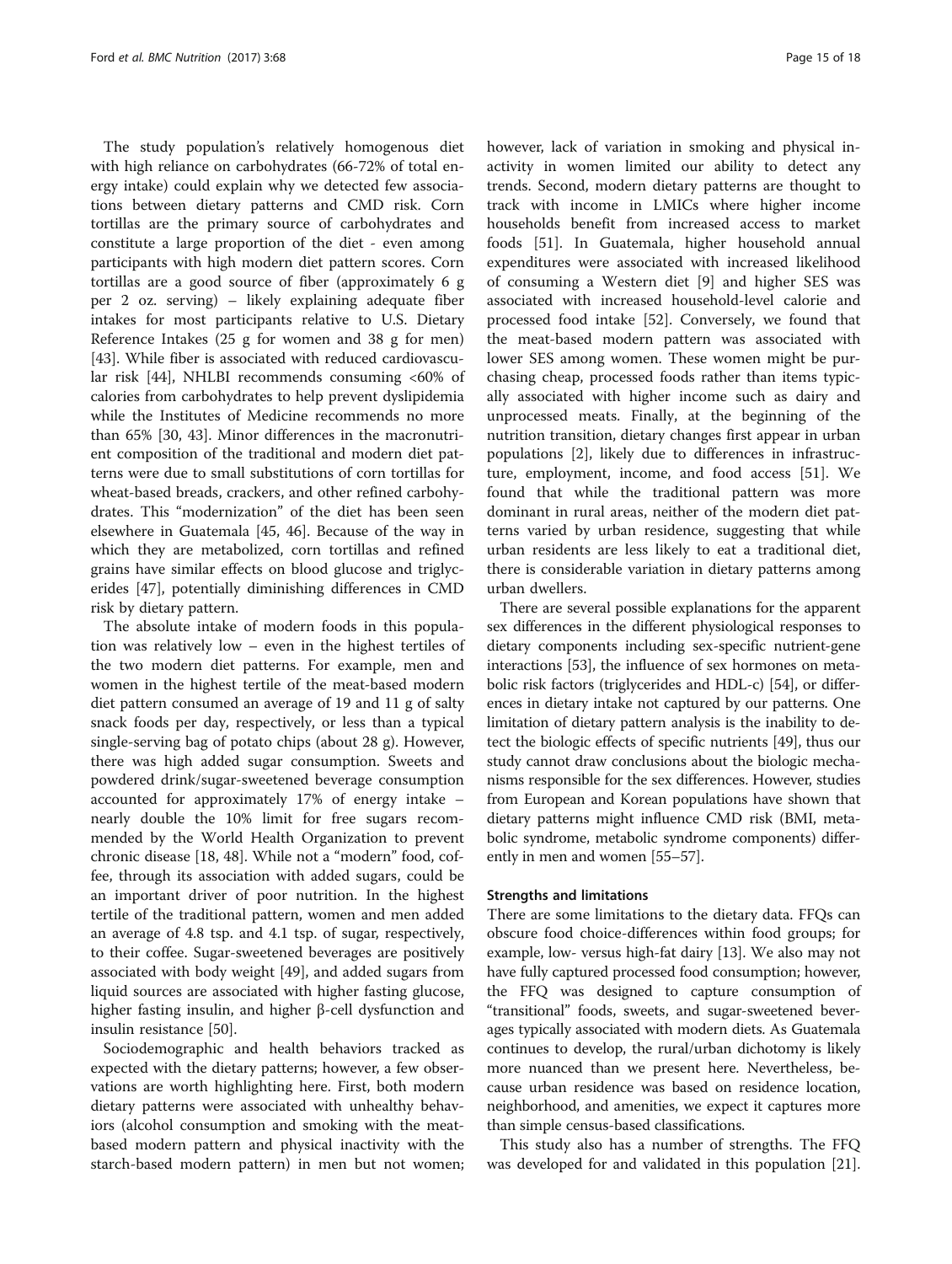The study population's relatively homogenous diet with high reliance on carbohydrates (66-72% of total energy intake) could explain why we detected few associations between dietary patterns and CMD risk. Corn tortillas are the primary source of carbohydrates and constitute a large proportion of the diet - even among participants with high modern diet pattern scores. Corn tortillas are a good source of fiber (approximately 6 g per 2 oz. serving) – likely explaining adequate fiber intakes for most participants relative to U.S. Dietary Reference Intakes (25 g for women and 38 g for men) [43]. While fiber is associated with reduced cardiovascular risk [44], NHLBI recommends consuming <60% of calories from carbohydrates to help prevent dyslipidemia while the Institutes of Medicine recommends no more than 65% [30, 43]. Minor differences in the macronutrient composition of the traditional and modern diet patterns were due to small substitutions of corn tortillas for wheat-based breads, crackers, and other refined carbohydrates. This "modernization" of the diet has been seen elsewhere in Guatemala [45, 46]. Because of the way in which they are metabolized, corn tortillas and refined grains have similar effects on blood glucose and triglycerides [47], potentially diminishing differences in CMD risk by dietary pattern.

The absolute intake of modern foods in this population was relatively low – even in the highest tertiles of the two modern diet patterns. For example, men and women in the highest tertile of the meat-based modern diet pattern consumed an average of 19 and 11 g of salty snack foods per day, respectively, or less than a typical single-serving bag of potato chips (about 28 g). However, there was high added sugar consumption. Sweets and powdered drink/sugar-sweetened beverage consumption accounted for approximately 17% of energy intake – nearly double the 10% limit for free sugars recommended by the World Health Organization to prevent chronic disease [18, 48]. While not a "modern" food, coffee, through its association with added sugars, could be an important driver of poor nutrition. In the highest tertile of the traditional pattern, women and men added an average of 4.8 tsp. and 4.1 tsp. of sugar, respectively, to their coffee. Sugar-sweetened beverages are positively associated with body weight [49], and added sugars from liquid sources are associated with higher fasting glucose, higher fasting insulin, and higher β-cell dysfunction and insulin resistance [50].

Sociodemographic and health behaviors tracked as expected with the dietary patterns; however, a few observations are worth highlighting here. First, both modern dietary patterns were associated with unhealthy behaviors (alcohol consumption and smoking with the meat-based modern pattern and physical inactivity with the starch-based modern pattern) in men but not women; however, lack of variation in smoking and physical inactivity in women limited our ability to detect any trends. Second, modern dietary patterns are thought to track with income in LMICs where higher income households benefit from increased access to market foods [51]. In Guatemala, higher household annual expenditures were associated with increased likelihood of consuming a Western diet [9] and higher SES was associated with increased household-level calorie and processed food intake [52]. Conversely, we found that the meat-based modern pattern was associated with lower SES among women. These women might be purchasing cheap, processed foods rather than items typically associated with higher income such as dairy and unprocessed meats. Finally, at the beginning of the nutrition transition, dietary changes first appear in urban populations [2], likely due to differences in infrastructure, employment, income, and food access [51]. We found that while the traditional pattern was more dominant in rural areas, neither of the modern diet patterns varied by urban residence, suggesting that while urban residents are less likely to eat a traditional diet, there is considerable variation in dietary patterns among urban dwellers.

There are several possible explanations for the apparent sex differences in the different physiological responses to dietary components including sex-specific nutrient-gene interactions [53], the influence of sex hormones on metabolic risk factors (triglycerides and HDL-c) [54], or differences in dietary intake not captured by our patterns. One limitation of dietary pattern analysis is the inability to detect the biologic effects of specific nutrients [49], thus our study cannot draw conclusions about the biologic mechanisms responsible for the sex differences. However, studies from European and Korean populations have shown that dietary patterns might influence CMD risk (BMI, metabolic syndrome, metabolic syndrome components) differently in men and women [55–57].

### Strengths and limitations

There are some limitations to the dietary data. FFQs can obscure food choice-differences within food groups; for example, low- versus high-fat dairy [13]. We also may not have fully captured processed food consumption; however, the FFQ was designed to capture consumption of "transitional" foods, sweets, and sugar-sweetened beverages typically associated with modern diets. As Guatemala continues to develop, the rural/urban dichotomy is likely more nuanced than we present here. Nevertheless, because urban residence was based on residence location, neighborhood, and amenities, we expect it captures more than simple census-based classifications.

This study also has a number of strengths. The FFQ was developed for and validated in this population [21].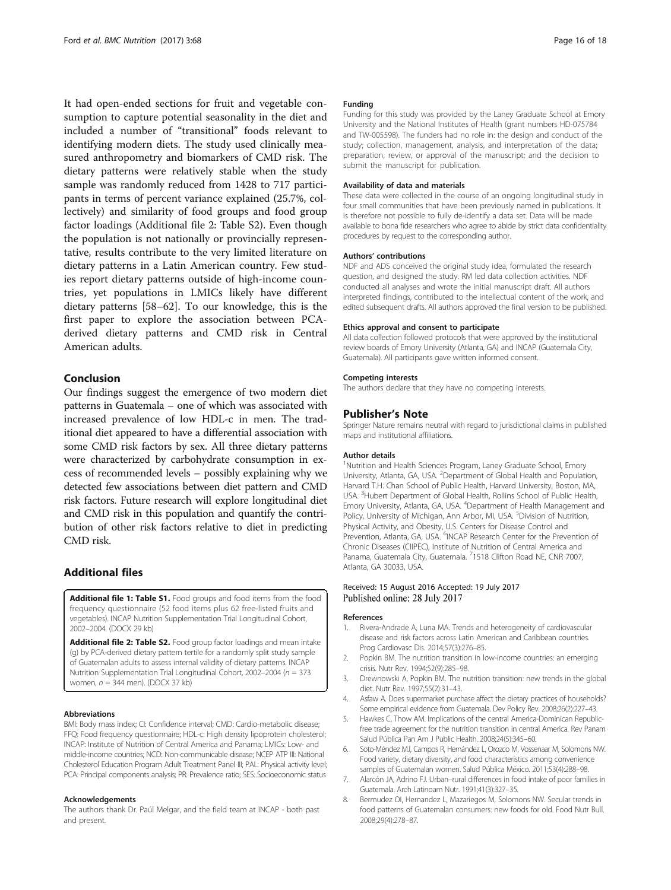It had open-ended sections for fruit and vegetable consumption to capture potential seasonality in the diet and included a number of "transitional" foods relevant to identifying modern diets. The study used clinically measured anthropometry and biomarkers of CMD risk. The dietary patterns were relatively stable when the study sample was randomly reduced from 1428 to 717 participants in terms of percent variance explained (25.7%, collectively) and similarity of food groups and food group factor loadings (Additional file 2: Table S2). Even though the population is not nationally or provincially representative, results contribute to the very limited literature on dietary patterns in a Latin American country. Few studies report dietary patterns outside of high-income countries, yet populations in LMICs likely have different dietary patterns [58–62]. To our knowledge, this is the first paper to explore the association between PCA-derived dietary patterns and CMD risk in Central American adults.

## Conclusion

Our findings suggest the emergence of two modern diet patterns in Guatemala – one of which was associated with increased prevalence of low HDL-c in men. The traditional diet appeared to have a differential association with some CMD risk factors by sex. All three dietary patterns were characterized by carbohydrate consumption in excess of recommended levels – possibly explaining why we detected few associations between diet pattern and CMD risk factors. Future research will explore longitudinal diet and CMD risk in this population and quantify the contribution of other risk factors relative to diet in predicting CMD risk.

## Additional files

**Additional file 1: Table S1.** Food groups and food items from the food frequency questionnaire (52 food items plus 62 free-listed fruits and vegetables). INCAP Nutrition Supplementation Trial Longitudinal Cohort, 2002–2004. (DOCX 29 kb)

**Additional file 2: Table S2.** Food group factor loadings and mean intake (g) by PCA-derived dietary pattern tertile for a randomly split study sample of Guatemalan adults to assess internal validity of dietary patterns. INCAP Nutrition Supplementation Trial Longitudinal Cohort, 2002–2004 ($n$ = 373 women, $n$ = 344 men). (DOCX 37 kb)

#### Abbreviations

BMI: Body mass index; CI: Confidence interval; CMD: Cardio-metabolic disease; FFQ: Food frequency questionnaire; HDL-c: High density lipoprotein cholesterol; INCAP: Institute of Nutrition of Central America and Panama; LMICs: Low- and middle-income countries; NCD: Non-communicable disease; NCEP ATP III: National Cholesterol Education Program Adult Treatment Panel III; PAL: Physical activity level; PCA: Principal components analysis; PR: Prevalence ratio; SES: Socioeconomic status

#### Acknowledgements

The authors thank Dr. Paúl Melgar, and the field team at INCAP - both past and present.

#### Funding

Funding for this study was provided by the Laney Graduate School at Emory University and the National Institutes of Health (grant numbers HD-075784 and TW-005598). The funders had no role in: the design and conduct of the study; collection, management, analysis, and interpretation of the data; preparation, review, or approval of the manuscript; and the decision to submit the manuscript for publication.

#### Availability of data and materials

These data were collected in the course of an ongoing longitudinal study in four small communities that have been previously named in publications. It is therefore not possible to fully de-identify a data set. Data will be made available to bona fide researchers who agree to abide by strict data confidentiality procedures by request to the corresponding author.

#### Authors' contributions

NDF and ADS conceived the original study idea, formulated the research question, and designed the study. RM led data collection activities. NDF conducted all analyses and wrote the initial manuscript draft. All authors interpreted findings, contributed to the intellectual content of the work, and edited subsequent drafts. All authors approved the final version to be published.

#### Ethics approval and consent to participate

All data collection followed protocols that were approved by the institutional review boards of Emory University (Atlanta, GA) and INCAP (Guatemala City, Guatemala). All participants gave written informed consent.

#### Competing interests

The authors declare that they have no competing interests.

## Publisher's Note

Springer Nature remains neutral with regard to jurisdictional claims in published maps and institutional affiliations.

#### Author details

[1]Nutrition and Health Sciences Program, Laney Graduate School, Emory University, Atlanta, GA, USA. [2]Department of Global Health and Population, Harvard T.H. Chan School of Public Health, Harvard University, Boston, MA, USA. [3]Hubert Department of Global Health, Rollins School of Public Health, Emory University, Atlanta, GA, USA. [4]Department of Health Management and Policy, University of Michigan, Ann Arbor, MI, USA. [5]Division of Nutrition, Physical Activity, and Obesity, U.S. Centers for Disease Control and Prevention, Atlanta, GA, USA. [6]INCAP Research Center for the Prevention of Chronic Diseases (CIIPEC), Institute of Nutrition of Central America and Panama, Guatemala City, Guatemala. [7]1518 Clifton Road NE, CNR 7007, Atlanta, GA 30033, USA.

Received: 15 August 2016 Accepted: 19 July 2017
Published online: 28 July 2017

#### References

1. Rivera-Andrade A, Luna MA. Trends and heterogeneity of cardiovascular disease and risk factors across Latin American and Caribbean countries. Prog Cardiovasc Dis. 2014;57(3):276–85.
2. Popkin BM. The nutrition transition in low-income countries: an emerging crisis. Nutr Rev. 1994;52(9):285–98.
3. Drewnowski A, Popkin BM. The nutrition transition: new trends in the global diet. Nutr Rev. 1997;55(2):31–43.
4. Asfaw A. Does supermarket purchase affect the dietary practices of households? Some empirical evidence from Guatemala. Dev Policy Rev. 2008;26(2):227–43.
5. Hawkes C, Thow AM. Implications of the central America-Dominican Republic-free trade agreement for the nutrition transition in central America. Rev Panam Salud Pública Pan Am J Public Health. 2008;24(5):345–60.
6. Soto-Méndez MJ, Campos R, Hernández L, Orozco M, Vossenaar M, Solomons NW. Food variety, dietary diversity, and food characteristics among convenience samples of Guatemalan women. Salud Pública México. 2011;53(4):288–98.
7. Alarcón JA, Adrino FJ. Urban–rural differences in food intake of poor families in Guatemala. Arch Latinoam Nutr. 1991;41(3):327–35.
8. Bermudez OI, Hernandez L, Mazariegos M, Solomons NW. Secular trends in food patterns of Guatemalan consumers: new foods for old. Food Nutr Bull. 2008;29(4):278–87.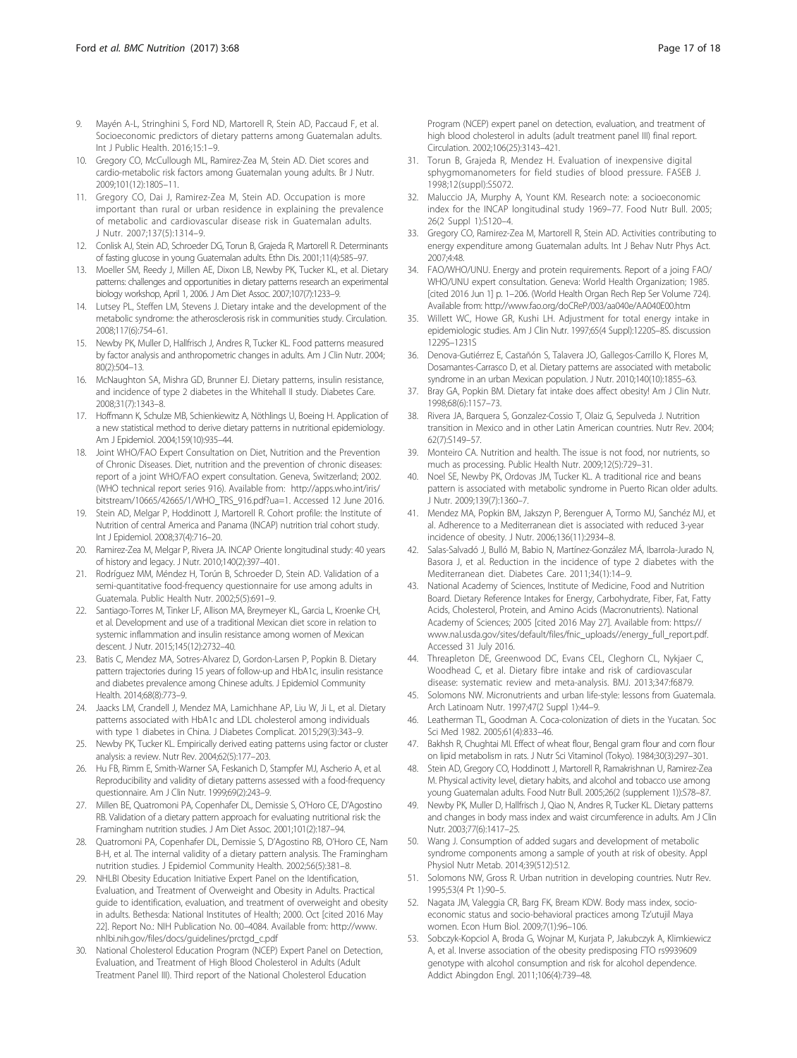9. Mayén A-L, Stringhini S, Ford ND, Martorell R, Stein AD, Paccaud F, et al. Socioeconomic predictors of dietary patterns among Guatemalan adults. Int J Public Health. 2016;15:1–9.
10. Gregory CO, McCullough ML, Ramirez-Zea M, Stein AD. Diet scores and cardio-metabolic risk factors among Guatemalan young adults. Br J Nutr. 2009;101(12):1805–11.
11. Gregory CO, Dai J, Ramirez-Zea M, Stein AD. Occupation is more important than rural or urban residence in explaining the prevalence of metabolic and cardiovascular disease risk in Guatemalan adults. J Nutr. 2007;137(5):1314–9.
12. Conlisk AJ, Stein AD, Schroeder DG, Torun B, Grajeda R, Martorell R. Determinants of fasting glucose in young Guatemalan adults. Ethn Dis. 2001;11(4):585–97.
13. Moeller SM, Reedy J, Millen AE, Dixon LB, Newby PK, Tucker KL, et al. Dietary patterns: challenges and opportunities in dietary patterns research an experimental biology workshop, April 1, 2006. J Am Diet Assoc. 2007;107(7):1233–9.
14. Lutsey PL, Steffen LM, Stevens J. Dietary intake and the development of the metabolic syndrome: the atherosclerosis risk in communities study. Circulation. 2008;117(6):754–61.
15. Newby PK, Muller D, Hallfrisch J, Andres R, Tucker KL. Food patterns measured by factor analysis and anthropometric changes in adults. Am J Clin Nutr. 2004; 80(2):504–13.
16. McNaughton SA, Mishra GD, Brunner EJ. Dietary patterns, insulin resistance, and incidence of type 2 diabetes in the Whitehall II study. Diabetes Care. 2008;31(7):1343–8.
17. Hoffmann K, Schulze MB, Schienkiewitz A, Nöthlings U, Boeing H. Application of a new statistical method to derive dietary patterns in nutritional epidemiology. Am J Epidemiol. 2004;159(10):935–44.
18. Joint WHO/FAO Expert Consultation on Diet, Nutrition and the Prevention of Chronic Diseases. Diet, nutrition and the prevention of chronic diseases: report of a joint WHO/FAO expert consultation. Geneva, Switzerland; 2002. (WHO technical report series 916). Available from: http://apps.who.int/iris/bitstream/10665/42665/1/WHO_TRS_916.pdf?ua=1. Accessed 12 June 2016.
19. Stein AD, Melgar P, Hoddinott J, Martorell R. Cohort profile: the Institute of Nutrition of central America and Panama (INCAP) nutrition trial cohort study. Int J Epidemiol. 2008;37(4):716–20.
20. Ramirez-Zea M, Melgar P, Rivera JA. INCAP Oriente longitudinal study: 40 years of history and legacy. J Nutr. 2010;140(2):397–401.
21. Rodríguez MM, Méndez H, Torún B, Schroeder D, Stein AD. Validation of a semi-quantitative food-frequency questionnaire for use among adults in Guatemala. Public Health Nutr. 2002;5(5):691–9.
22. Santiago-Torres M, Tinker LF, Allison MA, Breymeyer KL, Garcia L, Kroenke CH, et al. Development and use of a traditional Mexican diet score in relation to systemic inflammation and insulin resistance among women of Mexican descent. J Nutr. 2015;145(12):2732–40.
23. Batis C, Mendez MA, Sotres-Alvarez D, Gordon-Larsen P, Popkin B. Dietary pattern trajectories during 15 years of follow-up and HbA1c, insulin resistance and diabetes prevalence among Chinese adults. J Epidemiol Community Health. 2014;68(8):773–9.
24. Jaacks LM, Crandell J, Mendez MA, Lamichhane AP, Liu W, Ji L, et al. Dietary patterns associated with HbA1c and LDL cholesterol among individuals with type 1 diabetes in China. J Diabetes Complicat. 2015;29(3):343–9.
25. Newby PK, Tucker KL. Empirically derived eating patterns using factor or cluster analysis: a review. Nutr Rev. 2004;62(5):177–203.
26. Hu FB, Rimm E, Smith-Warner SA, Feskanich D, Stampfer MJ, Ascherio A, et al. Reproducibility and validity of dietary patterns assessed with a food-frequency questionnaire. Am J Clin Nutr. 1999;69(2):243–9.
27. Millen BE, Quatromoni PA, Copenhafer DL, Demissie S, O'Horo CE, D'Agostino RB. Validation of a dietary pattern approach for evaluating nutritional risk: the Framingham nutrition studies. J Am Diet Assoc. 2001;101(2):187–94.
28. Quatromoni PA, Copenhafer DL, Demissie S, D'Agostino RB, O'Horo CE, Nam B-H, et al. The internal validity of a dietary pattern analysis. The Framingham nutrition studies. J Epidemiol Community Health. 2002;56(5):381–8.
29. NHLBI Obesity Education Initiative Expert Panel on the Identification, Evaluation, and Treatment of Overweight and Obesity in Adults. Practical guide to identification, evaluation, and treatment of overweight and obesity in adults. Bethesda: National Institutes of Health; 2000. Oct [cited 2016 May 22]. Report No.: NIH Publication No. 00–4084. Available from: http://www.nhlbi.nih.gov/files/docs/guidelines/prctgd_c.pdf
30. National Cholesterol Education Program (NCEP) Expert Panel on Detection, Evaluation, and Treatment of High Blood Cholesterol in Adults (Adult Treatment Panel III). Third report of the National Cholesterol Education Program (NCEP) expert panel on detection, evaluation, and treatment of high blood cholesterol in adults (adult treatment panel III) final report. Circulation. 2002;106(25):3143–421.
31. Torun B, Grajeda R, Mendez H. Evaluation of inexpensive digital sphygmomanometers for field studies of blood pressure. FASEB J. 1998;12(suppl):S5072.
32. Maluccio JA, Murphy A, Yount KM. Research note: a socioeconomic index for the INCAP longitudinal study 1969–77. Food Nutr Bull. 2005; 26(2 Suppl 1):S120–4.
33. Gregory CO, Ramirez-Zea M, Martorell R, Stein AD. Activities contributing to energy expenditure among Guatemalan adults. Int J Behav Nutr Phys Act. 2007;4:48.
34. FAO/WHO/UNU. Energy and protein requirements. Report of a joing FAO/WHO/UNU expert consultation. Geneva: World Health Organization; 1985. [cited 2016 Jun 1] p. 1–206. (World Health Organ Rech Rep Ser Volume 724). Available from: http://www.fao.org/doCReP/003/aa040e/AA040E00.htm
35. Willett WC, Howe GR, Kushi LH. Adjustment for total energy intake in epidemiologic studies. Am J Clin Nutr. 1997;65(4 Suppl):1220S–8S. discussion 1229S–1231S
36. Denova-Gutiérrez E, Castañón S, Talavera JO, Gallegos-Carrillo K, Flores M, Dosamantes-Carrasco D, et al. Dietary patterns are associated with metabolic syndrome in an urban Mexican population. J Nutr. 2010;140(10):1855–63.
37. Bray GA, Popkin BM. Dietary fat intake does affect obesity! Am J Clin Nutr. 1998;68(6):1157–73.
38. Rivera JA, Barquera S, Gonzalez-Cossio T, Olaiz G, Sepulveda J. Nutrition transition in Mexico and in other Latin American countries. Nutr Rev. 2004; 62(7):S149–57.
39. Monteiro CA. Nutrition and health. The issue is not food, nor nutrients, so much as processing. Public Health Nutr. 2009;12(5):729–31.
40. Noel SE, Newby PK, Ordovas JM, Tucker KL. A traditional rice and beans pattern is associated with metabolic syndrome in Puerto Rican older adults. J Nutr. 2009;139(7):1360–7.
41. Mendez MA, Popkin BM, Jakszyn P, Berenguer A, Tormo MJ, Sanchéz MJ, et al. Adherence to a Mediterranean diet is associated with reduced 3-year incidence of obesity. J Nutr. 2006;136(11):2934–8.
42. Salas-Salvadó J, Bulló M, Babio N, Martínez-González MÁ, Ibarrola-Jurado N, Basora J, et al. Reduction in the incidence of type 2 diabetes with the Mediterranean diet. Diabetes Care. 2011;34(1):14–9.
43. National Academy of Sciences, Institute of Medicine, Food and Nutrition Board. Dietary Reference Intakes for Energy, Carbohydrate, Fiber, Fat, Fatty Acids, Cholesterol, Protein, and Amino Acids (Macronutrients). National Academy of Sciences; 2005 [cited 2016 May 27]. Available from: https://www.nal.usda.gov/sites/default/files/fnic_uploads//energy_full_report.pdf. Accessed 31 July 2016.
44. Threapleton DE, Greenwood DC, Evans CEL, Cleghorn CL, Nykjaer C, Woodhead C, et al. Dietary fibre intake and risk of cardiovascular disease: systematic review and meta-analysis. BMJ. 2013;347:f6879.
45. Solomons NW. Micronutrients and urban life-style: lessons from Guatemala. Arch Latinoam Nutr. 1997;47(2 Suppl 1):44–9.
46. Leatherman TL, Goodman A. Coca-colonization of diets in the Yucatan. Soc Sci Med 1982. 2005;61(4):833–46.
47. Bakhsh R, Chughtai MI. Effect of wheat flour, Bengal gram flour and corn flour on lipid metabolism in rats. J Nutr Sci Vitaminol (Tokyo). 1984;30(3):297–301.
48. Stein AD, Gregory CO, Hoddinott J, Martorell R, Ramakrishnan U, Ramirez-Zea M. Physical activity level, dietary habits, and alcohol and tobacco use among young Guatemalan adults. Food Nutr Bull. 2005;26(2 (supplement 1)):S78–87.
49. Newby PK, Muller D, Hallfrisch J, Qiao N, Andres R, Tucker KL. Dietary patterns and changes in body mass index and waist circumference in adults. Am J Clin Nutr. 2003;77(6):1417–25.
50. Wang J. Consumption of added sugars and development of metabolic syndrome components among a sample of youth at risk of obesity. Appl Physiol Nutr Metab. 2014;39(512):512.
51. Solomons NW, Gross R. Urban nutrition in developing countries. Nutr Rev. 1995;53(4 Pt 1):90–5.
52. Nagata JM, Valeggia CR, Barg FK, Bream KDW. Body mass index, socio-economic status and socio-behavioral practices among Tz'utujil Maya women. Econ Hum Biol. 2009;7(1):96–106.
53. Sobczyk-Kopciol A, Broda G, Wojnar M, Kurjata P, Jakubczyk A, Klimkiewicz A, et al. Inverse association of the obesity predisposing FTO rs9939609 genotype with alcohol consumption and risk for alcohol dependence. Addict Abingdon Engl. 2011;106(4):739–48.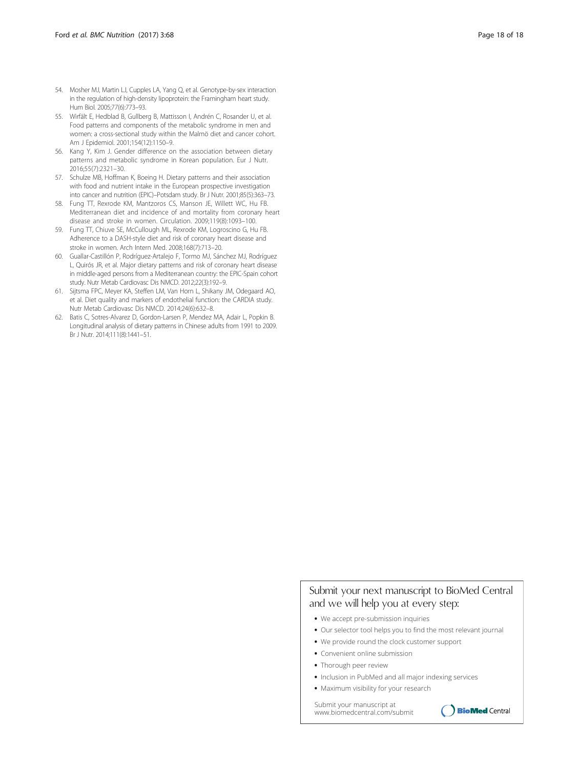54. Mosher MJ, Martin LJ, Cupples LA, Yang Q, et al. Genotype-by-sex interaction in the regulation of high-density lipoprotein: the Framingham heart study. Hum Biol. 2005;77(6):773–93.
55. Wirfält E, Hedblad B, Gullberg B, Mattisson I, Andrén C, Rosander U, et al. Food patterns and components of the metabolic syndrome in men and women: a cross-sectional study within the Malmö diet and cancer cohort. Am J Epidemiol. 2001;154(12):1150–9.
56. Kang Y, Kim J. Gender difference on the association between dietary patterns and metabolic syndrome in Korean population. Eur J Nutr. 2016;55(7):2321–30.
57. Schulze MB, Hoffman K, Boeing H. Dietary patterns and their association with food and nutrient intake in the European prospective investigation into cancer and nutrition (EPIC)–Potsdam study. Br J Nutr. 2001;85(5):363–73.
58. Fung TT, Rexrode KM, Mantzoros CS, Manson JE, Willett WC, Hu FB. Mediterranean diet and incidence of and mortality from coronary heart disease and stroke in women. Circulation. 2009;119(8):1093–100.
59. Fung TT, Chiuve SE, McCullough ML, Rexrode KM, Logroscino G, Hu FB. Adherence to a DASH-style diet and risk of coronary heart disease and stroke in women. Arch Intern Med. 2008;168(7):713–20.
60. Guallar-Castillón P, Rodríguez-Artalejo F, Tormo MJ, Sánchez MJ, Rodríguez L, Quirós JR, et al. Major dietary patterns and risk of coronary heart disease in middle-aged persons from a Mediterranean country: the EPIC-Spain cohort study. Nutr Metab Cardiovasc Dis NMCD. 2012;22(3):192–9.
61. Sijtsma FPC, Meyer KA, Steffen LM, Van Horn L, Shikany JM, Odegaard AO, et al. Diet quality and markers of endothelial function: the CARDIA study. Nutr Metab Cardiovasc Dis NMCD. 2014;24(6):632–8.
62. Batis C, Sotres-Alvarez D, Gordon-Larsen P, Mendez MA, Adair L, Popkin B. Longitudinal analysis of dietary patterns in Chinese adults from 1991 to 2009. Br J Nutr. 2014;111(8):1441–51.

Submit your next manuscript to BioMed Central and we will help you at every step:

- We accept pre-submission inquiries
- Our selector tool helps you to find the most relevant journal
- We provide round the clock customer support
- Convenient online submission
- Thorough peer review
- Inclusion in PubMed and all major indexing services
- Maximum visibility for your research

Submit your manuscript at www.biomedcentral.com/submit

BioMed Central